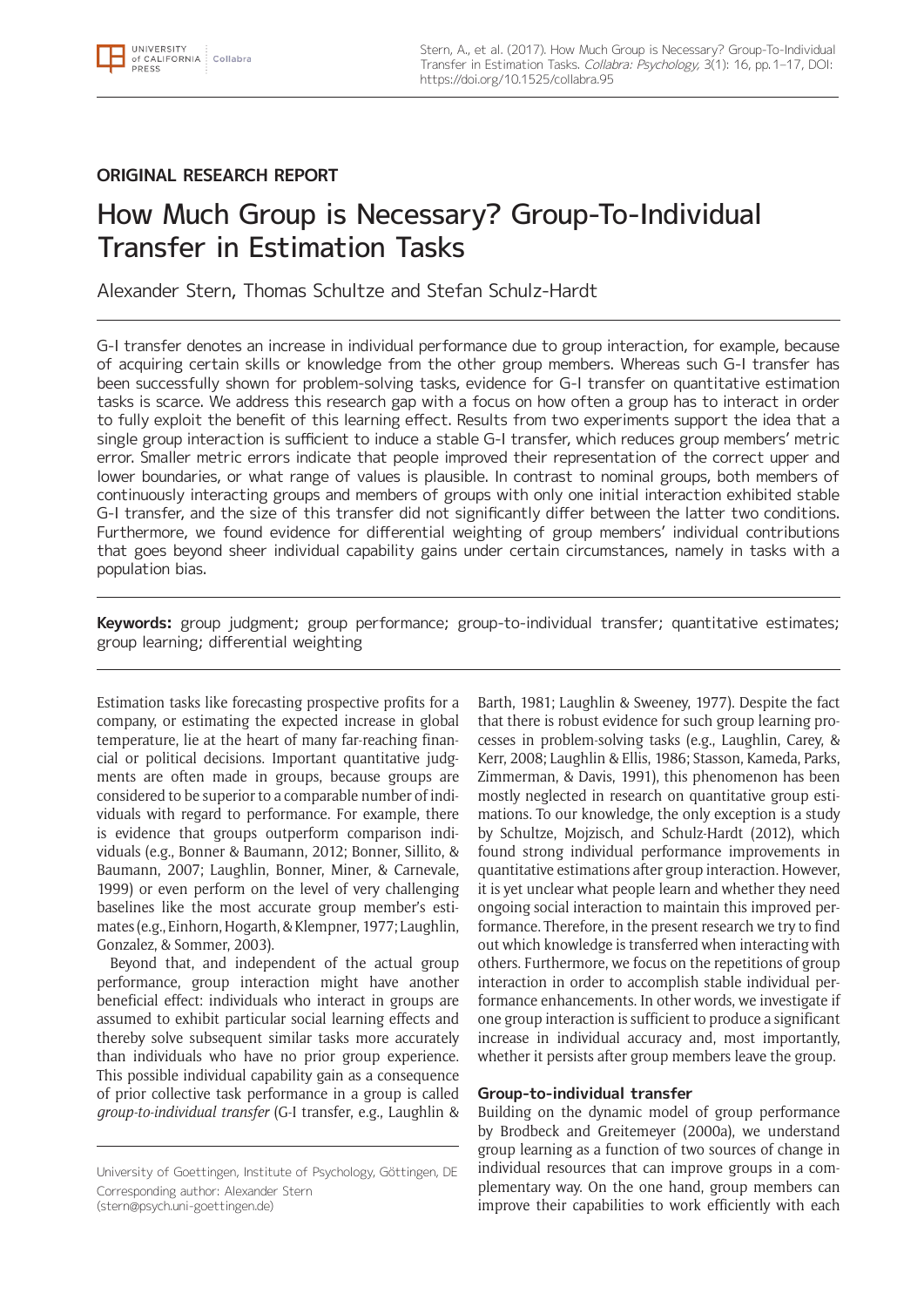ORIGINAL RESEARCH REPORT

# How Much Group is Necessary? Group-To-Individual Transfer in Estimation Tasks

Alexander Stern, Thomas Schultze and Stefan Schulz-Hardt

G-I transfer denotes an increase in individual performance due to group interaction, for example, because of acquiring certain skills or knowledge from the other group members. Whereas such G-I transfer has been successfully shown for problem-solving tasks, evidence for G-I transfer on quantitative estimation tasks is scarce. We address this research gap with a focus on how often a group has to interact in order to fully exploit the benefit of this learning effect. Results from two experiments support the idea that a single group interaction is sufficient to induce a stable G-I transfer, which reduces group members' metric error. Smaller metric errors indicate that people improved their representation of the correct upper and lower boundaries, or what range of values is plausible. In contrast to nominal groups, both members of continuously interacting groups and members of groups with only one initial interaction exhibited stable G-I transfer, and the size of this transfer did not significantly differ between the latter two conditions. Furthermore, we found evidence for differential weighting of group members' individual contributions that goes beyond sheer individual capability gains under certain circumstances, namely in tasks with a population bias.

**Keywords:** group judgment; group performance; group-to-individual transfer; quantitative estimates; group learning; differential weighting

Estimation tasks like forecasting prospective profits for a company, or estimating the expected increase in global temperature, lie at the heart of many far-reaching financial or political decisions. Important quantitative judgments are often made in groups, because groups are considered to be superior to a comparable number of individuals with regard to performance. For example, there is evidence that groups outperform comparison individuals (e.g., Bonner & Baumann, 2012; Bonner, Sillito, & Baumann, 2007; Laughlin, Bonner, Miner, & Carnevale, 1999) or even perform on the level of very challenging baselines like the most accurate group member's estimates (e.g., Einhorn, Hogarth, & Klempner, 1977; Laughlin, Gonzalez, & Sommer, 2003).

Beyond that, and independent of the actual group performance, group interaction might have another beneficial effect: individuals who interact in groups are assumed to exhibit particular social learning effects and thereby solve subsequent similar tasks more accurately than individuals who have no prior group experience. This possible individual capability gain as a consequence of prior collective task performance in a group is called *group-to-individual transfer* (G-I transfer, e.g., Laughlin & Barth, 1981; Laughlin & Sweeney, 1977). Despite the fact that there is robust evidence for such group learning processes in problem-solving tasks (e.g., Laughlin, Carey, & Kerr, 2008; Laughlin & Ellis, 1986; Stasson, Kameda, Parks, Zimmerman, & Davis, 1991), this phenomenon has been mostly neglected in research on quantitative group estimations. To our knowledge, the only exception is a study by Schultze, Mojzisch, and Schulz-Hardt (2012), which found strong individual performance improvements in quantitative estimations after group interaction. However, it is yet unclear what people learn and whether they need ongoing social interaction to maintain this improved performance. Therefore, in the present research we try to find out which knowledge is transferred when interacting with others. Furthermore, we focus on the repetitions of group interaction in order to accomplish stable individual performance enhancements. In other words, we investigate if one group interaction is sufficient to produce a significant increase in individual accuracy and, most importantly, whether it persists after group members leave the group.

### Group-to-individual transfer

Building on the dynamic model of group performance by Brodbeck and Greitemeyer (2000a), we understand group learning as a function of two sources of change in individual resources that can improve groups in a complementary way. On the one hand, group members can improve their capabilities to work efficiently with each

University of Goettingen, Institute of Psychology, Göttingen, DE

Corresponding author: Alexander Stern (stern@psych.uni-goettingen.de)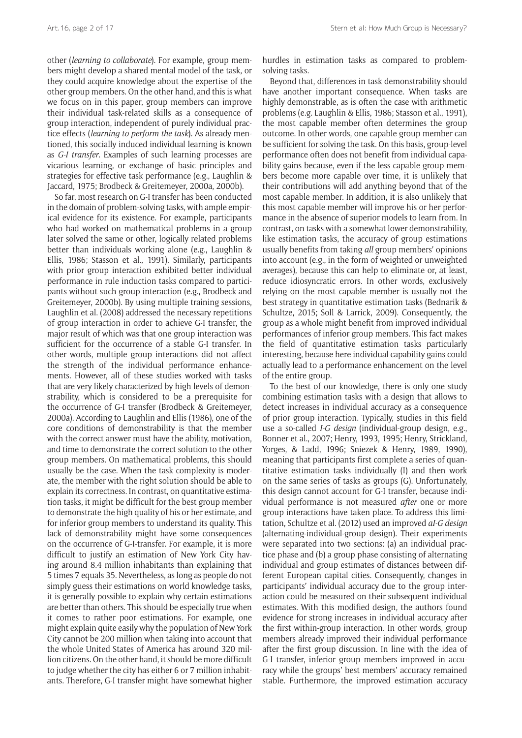other (*learning to collaborate*). For example, group members might develop a shared mental model of the task, or they could acquire knowledge about the expertise of the other group members. On the other hand, and this is what we focus on in this paper, group members can improve their individual task-related skills as a consequence of group interaction, independent of purely individual practice effects (*learning to perform the task*). As already mentioned, this socially induced individual learning is known as *G-I transfer*. Examples of such learning processes are vicarious learning, or exchange of basic principles and strategies for effective task performance (e.g., Laughlin & Jaccard, 1975; Brodbeck & Greitemeyer, 2000a, 2000b).

So far, most research on G-I transfer has been conducted in the domain of problem-solving tasks, with ample empirical evidence for its existence. For example, participants who had worked on mathematical problems in a group later solved the same or other, logically related problems better than individuals working alone (e.g., Laughlin & Ellis, 1986; Stasson et al., 1991). Similarly, participants with prior group interaction exhibited better individual performance in rule induction tasks compared to participants without such group interaction (e.g., Brodbeck and Greitemeyer, 2000b). By using multiple training sessions, Laughlin et al. (2008) addressed the necessary repetitions of group interaction in order to achieve G-I transfer, the major result of which was that one group interaction was sufficient for the occurrence of a stable G-I transfer. In other words, multiple group interactions did not affect the strength of the individual performance enhancements. However, all of these studies worked with tasks that are very likely characterized by high levels of demonstrability, which is considered to be a prerequisite for the occurrence of G-I transfer (Brodbeck & Greitemeyer, 2000a). According to Laughlin and Ellis (1986), one of the core conditions of demonstrability is that the member with the correct answer must have the ability, motivation, and time to demonstrate the correct solution to the other group members. On mathematical problems, this should usually be the case. When the task complexity is moderate, the member with the right solution should be able to explain its correctness. In contrast, on quantitative estimation tasks, it might be difficult for the best group member to demonstrate the high quality of his or her estimate, and for inferior group members to understand its quality. This lack of demonstrability might have some consequences on the occurrence of G-I-transfer. For example, it is more difficult to justify an estimation of New York City having around 8.4 million inhabitants than explaining that 5 times 7 equals 35. Nevertheless, as long as people do not simply guess their estimations on world knowledge tasks, it is generally possible to explain why certain estimations are better than others. This should be especially true when it comes to rather poor estimations. For example, one might explain quite easily why the population of New York City cannot be 200 million when taking into account that the whole United States of America has around 320 million citizens. On the other hand, it should be more difficult to judge whether the city has either 6 or 7 million inhabitants. Therefore, G-I transfer might have somewhat higher hurdles in estimation tasks as compared to problem-solving tasks.

Beyond that, differences in task demonstrability should have another important consequence. When tasks are highly demonstrable, as is often the case with arithmetic problems (e.g. Laughlin & Ellis, 1986; Stasson et al., 1991), the most capable member often determines the group outcome. In other words, one capable group member can be sufficient for solving the task. On this basis, group-level performance often does not benefit from individual capability gains because, even if the less capable group members become more capable over time, it is unlikely that their contributions will add anything beyond that of the most capable member. In addition, it is also unlikely that this most capable member will improve his or her performance in the absence of superior models to learn from. In contrast, on tasks with a somewhat lower demonstrability, like estimation tasks, the accuracy of group estimations usually benefits from taking *all* group members' opinions into account (e.g., in the form of weighted or unweighted averages), because this can help to eliminate or, at least, reduce idiosyncratic errors. In other words, exclusively relying on the most capable member is usually not the best strategy in quantitative estimation tasks (Bednarik & Schultze, 2015; Soll & Larrick, 2009). Consequently, the group as a whole might benefit from improved individual performances of inferior group members. This fact makes the field of quantitative estimation tasks particularly interesting, because here individual capability gains could actually lead to a performance enhancement on the level of the entire group.

To the best of our knowledge, there is only one study combining estimation tasks with a design that allows to detect increases in individual accuracy as a consequence of prior group interaction. Typically, studies in this field use a so-called *I-G design* (individual-group design, e.g., Bonner et al., 2007; Henry, 1993, 1995; Henry, Strickland, Yorges, & Ladd, 1996; Sniezek & Henry, 1989, 1990), meaning that participants first complete a series of quantitative estimation tasks individually (I) and then work on the same series of tasks as groups (G). Unfortunately, this design cannot account for G-I transfer, because individual performance is not measured *after* one or more group interactions have taken place. To address this limitation, Schultze et al. (2012) used an improved *aI-G design* (alternating-individual-group design). Their experiments were separated into two sections: (a) an individual practice phase and (b) a group phase consisting of alternating individual and group estimates of distances between different European capital cities. Consequently, changes in participants' individual accuracy due to the group interaction could be measured on their subsequent individual estimates. With this modified design, the authors found evidence for strong increases in individual accuracy after the first within-group interaction. In other words, group members already improved their individual performance after the first group discussion. In line with the idea of G-I transfer, inferior group members improved in accuracy while the groups' best members' accuracy remained stable. Furthermore, the improved estimation accuracy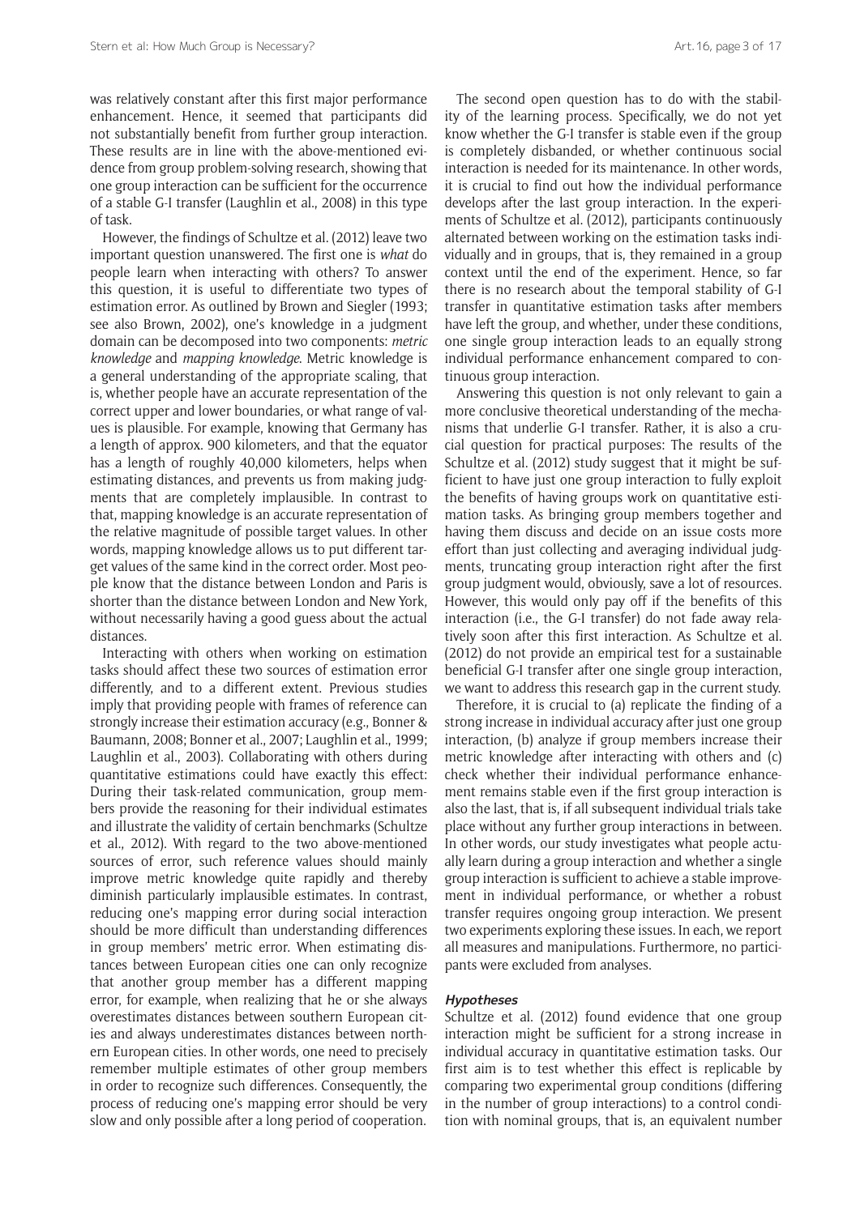was relatively constant after this first major performance enhancement. Hence, it seemed that participants did not substantially benefit from further group interaction. These results are in line with the above-mentioned evidence from group problem-solving research, showing that one group interaction can be sufficient for the occurrence of a stable G-I transfer (Laughlin et al., 2008) in this type of task.

However, the findings of Schultze et al. (2012) leave two important question unanswered. The first one is *what* do people learn when interacting with others? To answer this question, it is useful to differentiate two types of estimation error. As outlined by Brown and Siegler (1993; see also Brown, 2002), one's knowledge in a judgment domain can be decomposed into two components: *metric knowledge* and *mapping knowledge*. Metric knowledge is a general understanding of the appropriate scaling, that is, whether people have an accurate representation of the correct upper and lower boundaries, or what range of values is plausible. For example, knowing that Germany has a length of approx. 900 kilometers, and that the equator has a length of roughly 40,000 kilometers, helps when estimating distances, and prevents us from making judgments that are completely implausible. In contrast to that, mapping knowledge is an accurate representation of the relative magnitude of possible target values. In other words, mapping knowledge allows us to put different target values of the same kind in the correct order. Most people know that the distance between London and Paris is shorter than the distance between London and New York, without necessarily having a good guess about the actual distances.

Interacting with others when working on estimation tasks should affect these two sources of estimation error differently, and to a different extent. Previous studies imply that providing people with frames of reference can strongly increase their estimation accuracy (e.g., Bonner & Baumann, 2008; Bonner et al., 2007; Laughlin et al., 1999; Laughlin et al., 2003). Collaborating with others during quantitative estimations could have exactly this effect: During their task-related communication, group members provide the reasoning for their individual estimates and illustrate the validity of certain benchmarks (Schultze et al., 2012). With regard to the two above-mentioned sources of error, such reference values should mainly improve metric knowledge quite rapidly and thereby diminish particularly implausible estimates. In contrast, reducing one's mapping error during social interaction should be more difficult than understanding differences in group members' metric error. When estimating distances between European cities one can only recognize that another group member has a different mapping error, for example, when realizing that he or she always overestimates distances between southern European cities and always underestimates distances between northern European cities. In other words, one need to precisely remember multiple estimates of other group members in order to recognize such differences. Consequently, the process of reducing one's mapping error should be very slow and only possible after a long period of cooperation.

The second open question has to do with the stability of the learning process. Specifically, we do not yet know whether the G-I transfer is stable even if the group is completely disbanded, or whether continuous social interaction is needed for its maintenance. In other words, it is crucial to find out how the individual performance develops after the last group interaction. In the experiments of Schultze et al. (2012), participants continuously alternated between working on the estimation tasks individually and in groups, that is, they remained in a group context until the end of the experiment. Hence, so far there is no research about the temporal stability of G-I transfer in quantitative estimation tasks after members have left the group, and whether, under these conditions, one single group interaction leads to an equally strong individual performance enhancement compared to continuous group interaction.

Answering this question is not only relevant to gain a more conclusive theoretical understanding of the mechanisms that underlie G-I transfer. Rather, it is also a crucial question for practical purposes: The results of the Schultze et al. (2012) study suggest that it might be sufficient to have just one group interaction to fully exploit the benefits of having groups work on quantitative estimation tasks. As bringing group members together and having them discuss and decide on an issue costs more effort than just collecting and averaging individual judgments, truncating group interaction right after the first group judgment would, obviously, save a lot of resources. However, this would only pay off if the benefits of this interaction (i.e., the G-I transfer) do not fade away relatively soon after this first interaction. As Schultze et al. (2012) do not provide an empirical test for a sustainable beneficial G-I transfer after one single group interaction, we want to address this research gap in the current study.

Therefore, it is crucial to (a) replicate the finding of a strong increase in individual accuracy after just one group interaction, (b) analyze if group members increase their metric knowledge after interacting with others and (c) check whether their individual performance enhancement remains stable even if the first group interaction is also the last, that is, if all subsequent individual trials take place without any further group interactions in between. In other words, our study investigates what people actually learn during a group interaction and whether a single group interaction is sufficient to achieve a stable improvement in individual performance, or whether a robust transfer requires ongoing group interaction. We present two experiments exploring these issues. In each, we report all measures and manipulations. Furthermore, no participants were excluded from analyses.

### Hypotheses

Schultze et al. (2012) found evidence that one group interaction might be sufficient for a strong increase in individual accuracy in quantitative estimation tasks. Our first aim is to test whether this effect is replicable by comparing two experimental group conditions (differing in the number of group interactions) to a control condition with nominal groups, that is, an equivalent number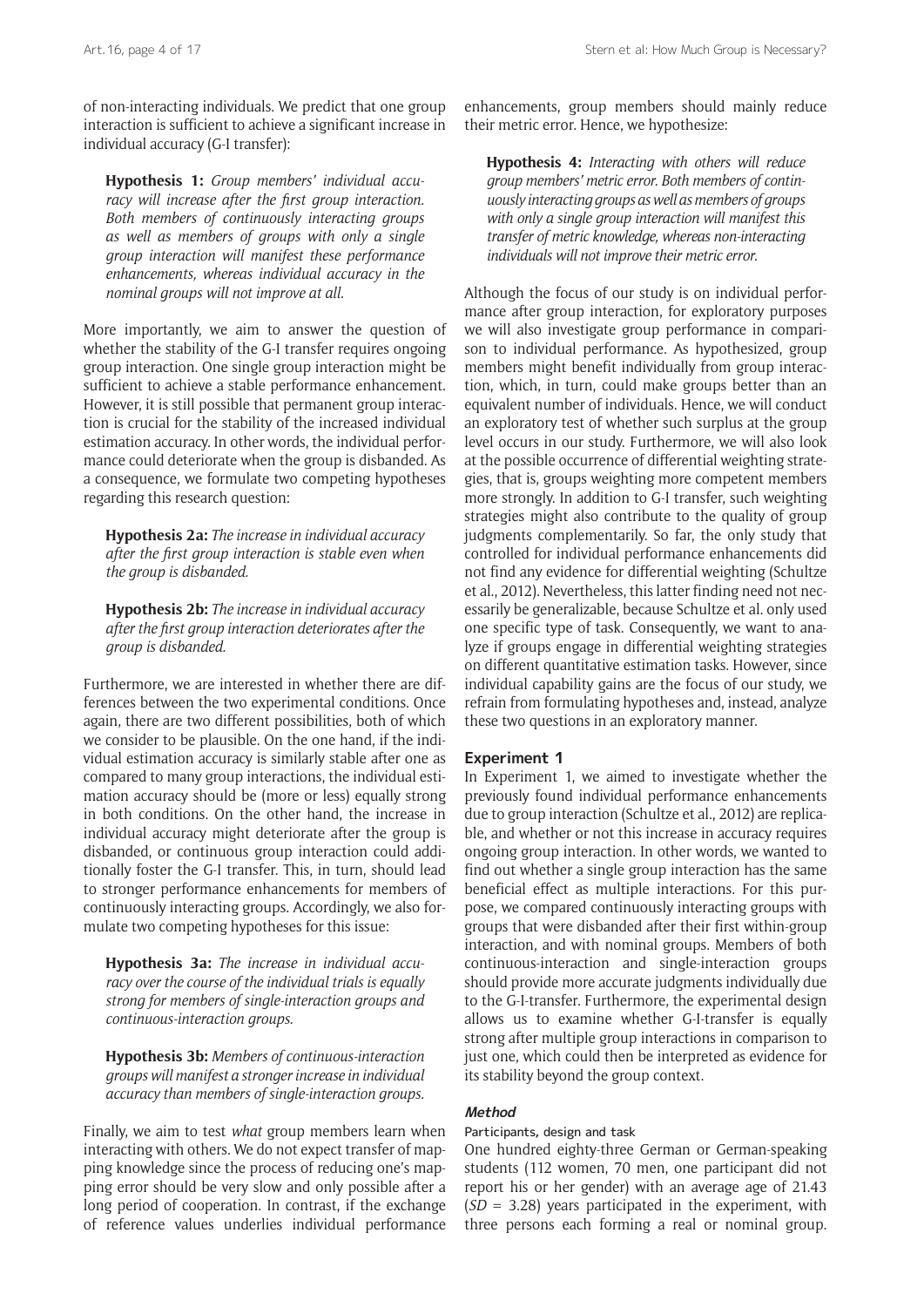of non-interacting individuals. We predict that one group interaction is sufficient to achieve a significant increase in individual accuracy (G-I transfer):

**Hypothesis 1:** *Group members' individual accuracy will increase after the first group interaction. Both members of continuously interacting groups as well as members of groups with only a single group interaction will manifest these performance enhancements, whereas individual accuracy in the nominal groups will not improve at all.*

More importantly, we aim to answer the question of whether the stability of the G-I transfer requires ongoing group interaction. One single group interaction might be sufficient to achieve a stable performance enhancement. However, it is still possible that permanent group interaction is crucial for the stability of the increased individual estimation accuracy. In other words, the individual performance could deteriorate when the group is disbanded. As a consequence, we formulate two competing hypotheses regarding this research question:

**Hypothesis 2a:** *The increase in individual accuracy after the first group interaction is stable even when the group is disbanded.*

**Hypothesis 2b:** *The increase in individual accuracy after the first group interaction deteriorates after the group is disbanded.*

Furthermore, we are interested in whether there are differences between the two experimental conditions. Once again, there are two different possibilities, both of which we consider to be plausible. On the one hand, if the individual estimation accuracy is similarly stable after one as compared to many group interactions, the individual estimation accuracy should be (more or less) equally strong in both conditions. On the other hand, the increase in individual accuracy might deteriorate after the group is disbanded, or continuous group interaction could additionally foster the G-I transfer. This, in turn, should lead to stronger performance enhancements for members of continuously interacting groups. Accordingly, we also formulate two competing hypotheses for this issue:

**Hypothesis 3a:** *The increase in individual accuracy over the course of the individual trials is equally strong for members of single-interaction groups and continuous-interaction groups.*

**Hypothesis 3b:** *Members of continuous-interaction groups will manifest a stronger increase in individual accuracy than members of single-interaction groups.*

Finally, we aim to test *what* group members learn when interacting with others. We do not expect transfer of mapping knowledge since the process of reducing one's mapping error should be very slow and only possible after a long period of cooperation. In contrast, if the exchange of reference values underlies individual performance enhancements, group members should mainly reduce their metric error. Hence, we hypothesize:

**Hypothesis 4:** *Interacting with others will reduce group members' metric error. Both members of continuously interacting groups as well as members of groups with only a single group interaction will manifest this transfer of metric knowledge, whereas non-interacting individuals will not improve their metric error.*

Although the focus of our study is on individual performance after group interaction, for exploratory purposes we will also investigate group performance in comparison to individual performance. As hypothesized, group members might benefit individually from group interaction, which, in turn, could make groups better than an equivalent number of individuals. Hence, we will conduct an exploratory test of whether such surplus at the group level occurs in our study. Furthermore, we will also look at the possible occurrence of differential weighting strategies, that is, groups weighting more competent members more strongly. In addition to G-I transfer, such weighting strategies might also contribute to the quality of group judgments complementarily. So far, the only study that controlled for individual performance enhancements did not find any evidence for differential weighting (Schultze et al., 2012). Nevertheless, this latter finding need not necessarily be generalizable, because Schultze et al. only used one specific type of task. Consequently, we want to analyze if groups engage in differential weighting strategies on different quantitative estimation tasks. However, since individual capability gains are the focus of our study, we refrain from formulating hypotheses and, instead, analyze these two questions in an exploratory manner.

## Experiment 1

In Experiment 1, we aimed to investigate whether the previously found individual performance enhancements due to group interaction (Schultze et al., 2012) are replicable, and whether or not this increase in accuracy requires ongoing group interaction. In other words, we wanted to find out whether a single group interaction has the same beneficial effect as multiple interactions. For this purpose, we compared continuously interacting groups with groups that were disbanded after their first within-group interaction, and with nominal groups. Members of both continuous-interaction and single-interaction groups should provide more accurate judgments individually due to the G-I-transfer. Furthermore, the experimental design allows us to examine whether G-I-transfer is equally strong after multiple group interactions in comparison to just one, which could then be interpreted as evidence for its stability beyond the group context.

### Method

#### Participants, design and task

One hundred eighty-three German or German-speaking students (112 women, 70 men, one participant did not report his or her gender) with an average age of 21.43 ($SD$ = 3.28) years participated in the experiment, with three persons each forming a real or nominal group.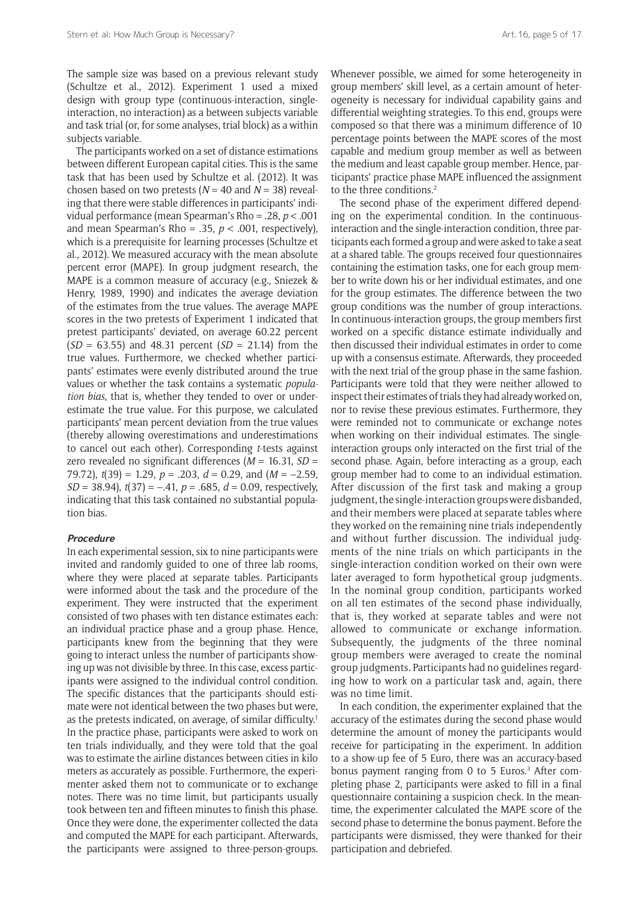The sample size was based on a previous relevant study (Schultze et al., 2012). Experiment 1 used a mixed design with group type (continuous-interaction, single-interaction, no interaction) as a between subjects variable and task trial (or, for some analyses, trial block) as a within subjects variable.

The participants worked on a set of distance estimations between different European capital cities. This is the same task that has been used by Schultze et al. (2012). It was chosen based on two pretests ($N = 40$ and $N = 38$) revealing that there were stable differences in participants' individual performance (mean Spearman's Rho = .28, $p < .001$ and mean Spearman's Rho = .35, $p < .001$, respectively), which is a prerequisite for learning processes (Schultze et al., 2012). We measured accuracy with the mean absolute percent error (MAPE). In group judgment research, the MAPE is a common measure of accuracy (e.g., Sniezek & Henry, 1989, 1990) and indicates the average deviation of the estimates from the true values. The average MAPE scores in the two pretests of Experiment 1 indicated that pretest participants' deviated, on average 60.22 percent ($SD = 63.55$) and 48.31 percent ($SD = 21.14$) from the true values. Furthermore, we checked whether participants' estimates were evenly distributed around the true values or whether the task contains a systematic *population bias*, that is, whether they tended to over or underestimate the true value. For this purpose, we calculated participants' mean percent deviation from the true values (thereby allowing overestimations and underestimations to cancel out each other). Corresponding *t*-tests against zero revealed no significant differences ($M = 16.31$, $SD = 79.72$), $t(39) = 1.29$, $p = .203$, $d = 0.29$, and ($M = -2.59$, $SD = 38.94$), $t(37) = -.41$, $p = .685$, $d = 0.09$, respectively, indicating that this task contained no substantial population bias.

#### Procedure

In each experimental session, six to nine participants were invited and randomly guided to one of three lab rooms, where they were placed at separate tables. Participants were informed about the task and the procedure of the experiment. They were instructed that the experiment consisted of two phases with ten distance estimates each: an individual practice phase and a group phase. Hence, participants knew from the beginning that they were going to interact unless the number of participants showing up was not divisible by three. In this case, excess participants were assigned to the individual control condition. The specific distances that the participants should estimate were not identical between the two phases but were, as the pretests indicated, on average, of similar difficulty.[1] In the practice phase, participants were asked to work on ten trials individually, and they were told that the goal was to estimate the airline distances between cities in kilo meters as accurately as possible. Furthermore, the experimenter asked them not to communicate or to exchange notes. There was no time limit, but participants usually took between ten and fifteen minutes to finish this phase. Once they were done, the experimenter collected the data and computed the MAPE for each participant. Afterwards, the participants were assigned to three-person-groups. Whenever possible, we aimed for some heterogeneity in group members' skill level, as a certain amount of heterogeneity is necessary for individual capability gains and differential weighting strategies. To this end, groups were composed so that there was a minimum difference of 10 percentage points between the MAPE scores of the most capable and medium group member as well as between the medium and least capable group member. Hence, participants' practice phase MAPE influenced the assignment to the three conditions.[2]

The second phase of the experiment differed depending on the experimental condition. In the continuous-interaction and the single-interaction condition, three participants each formed a group and were asked to take a seat at a shared table. The groups received four questionnaires containing the estimation tasks, one for each group member to write down his or her individual estimates, and one for the group estimates. The difference between the two group conditions was the number of group interactions. In continuous-interaction groups, the group members first worked on a specific distance estimate individually and then discussed their individual estimates in order to come up with a consensus estimate. Afterwards, they proceeded with the next trial of the group phase in the same fashion. Participants were told that they were neither allowed to inspect their estimates of trials they had already worked on, nor to revise these previous estimates. Furthermore, they were reminded not to communicate or exchange notes when working on their individual estimates. The single-interaction groups only interacted on the first trial of the second phase. Again, before interacting as a group, each group member had to come to an individual estimation. After discussion of the first task and making a group judgment, the single-interaction groups were disbanded, and their members were placed at separate tables where they worked on the remaining nine trials independently and without further discussion. The individual judgments of the nine trials on which participants in the single-interaction condition worked on their own were later averaged to form hypothetical group judgments. In the nominal group condition, participants worked on all ten estimates of the second phase individually, that is, they worked at separate tables and were not allowed to communicate or exchange information. Subsequently, the judgments of the three nominal group members were averaged to create the nominal group judgments. Participants had no guidelines regarding how to work on a particular task and, again, there was no time limit.

In each condition, the experimenter explained that the accuracy of the estimates during the second phase would determine the amount of money the participants would receive for participating in the experiment. In addition to a show-up fee of 5 Euro, there was an accuracy-based bonus payment ranging from 0 to 5 Euros.[3] After completing phase 2, participants were asked to fill in a final questionnaire containing a suspicion check. In the meantime, the experimenter calculated the MAPE score of the second phase to determine the bonus payment. Before the participants were dismissed, they were thanked for their participation and debriefed.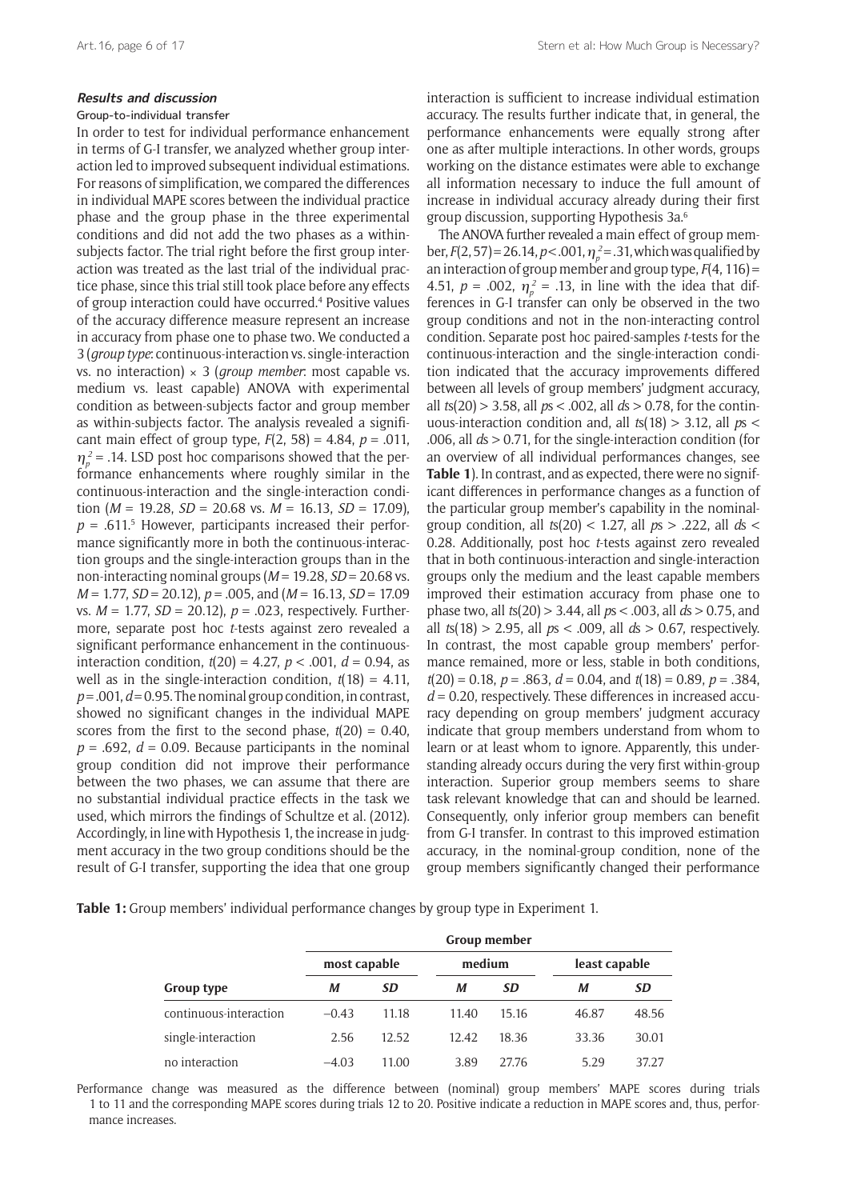### *Results and discussion*

#### Group-to-individual transfer

In order to test for individual performance enhancement in terms of G-I transfer, we analyzed whether group interaction led to improved subsequent individual estimations. For reasons of simplification, we compared the differences in individual MAPE scores between the individual practice phase and the group phase in the three experimental conditions and did not add the two phases as a within-subjects factor. The trial right before the first group interaction was treated as the last trial of the individual practice phase, since this trial still took place before any effects of group interaction could have occurred.[4] Positive values of the accuracy difference measure represent an increase in accuracy from phase one to phase two. We conducted a 3 (*group type*: continuous-interaction vs. single-interaction vs. no interaction) × 3 (*group member*: most capable vs. medium vs. least capable) ANOVA with experimental condition as between-subjects factor and group member as within-subjects factor. The analysis revealed a significant main effect of group type, $F(2, 58) = 4.84$, $p = .011$, $\eta_p^2 = .14$. LSD post hoc comparisons showed that the performance enhancements where roughly similar in the continuous-interaction and the single-interaction condition ($M = 19.28$, $SD = 20.68$ vs. $M = 16.13$, $SD = 17.09$), $p = .611$.[5] However, participants increased their performance significantly more in both the continuous-interaction groups and the single-interaction groups than in the non-interacting nominal groups ($M = 19.28$, $SD = 20.68$ vs. $M = 1.77$, $SD = 20.12$), $p = .005$, and ($M = 16.13$, $SD = 17.09$ vs. $M = 1.77$, $SD = 20.12$), $p = .023$, respectively. Furthermore, separate post hoc *t*-tests against zero revealed a significant performance enhancement in the continuous-interaction condition, $t(20) = 4.27$, $p < .001$, $d = 0.94$, as well as in the single-interaction condition, $t(18) = 4.11$, $p = .001$, $d = 0.95$. The nominal group condition, in contrast, showed no significant changes in the individual MAPE scores from the first to the second phase, $t(20) = 0.40$, $p = .692$, $d = 0.09$. Because participants in the nominal group condition did not improve their performance between the two phases, we can assume that there are no substantial individual practice effects in the task we used, which mirrors the findings of Schultze et al. (2012). Accordingly, in line with Hypothesis 1, the increase in judgment accuracy in the two group conditions should be the result of G-I transfer, supporting the idea that one group interaction is sufficient to increase individual estimation accuracy. The results further indicate that, in general, the performance enhancements were equally strong after one as after multiple interactions. In other words, groups working on the distance estimates were able to exchange all information necessary to induce the full amount of increase in individual accuracy already during their first group discussion, supporting Hypothesis 3a.[6]

The ANOVA further revealed a main effect of group member, $F(2, 57) = 26.14$, $p < .001$, $\eta_p^2 = .31$, which was qualified by an interaction of group member and group type, $F(4, 116) = 4.51$, $p = .002$, $\eta_p^2 = .13$, in line with the idea that differences in G-I transfer can only be observed in the two group conditions and not in the non-interacting control condition. Separate post hoc paired-samples *t*-tests for the continuous-interaction and the single-interaction condition indicated that the accuracy improvements differed between all levels of group members' judgment accuracy, all $ts(20) > 3.58$, all $ps < .002$, all $ds > 0.78$, for the continuous-interaction condition and, all $ts(18) > 3.12$, all $ps < .006$, all $ds > 0.71$, for the single-interaction condition (for an overview of all individual performances changes, see **Table 1**). In contrast, and as expected, there were no significant differences in performance changes as a function of the particular group member's capability in the nominal-group condition, all $ts(20) < 1.27$, all $ps > .222$, all $ds < 0.28$. Additionally, post hoc *t*-tests against zero revealed that in both continuous-interaction and single-interaction groups only the medium and the least capable members improved their estimation accuracy from phase one to phase two, all $ts(20) > 3.44$, all $ps < .003$, all $ds > 0.75$, and all $ts(18) > 2.95$, all $ps < .009$, all $ds > 0.67$, respectively. In contrast, the most capable group members' performance remained, more or less, stable in both conditions, $t(20) = 0.18$, $p = .863$, $d = 0.04$, and $t(18) = 0.89$, $p = .384$, $d = 0.20$, respectively. These differences in increased accuracy depending on group members' judgment accuracy indicate that group members understand from whom to learn or at least whom to ignore. Apparently, this understanding already occurs during the very first within-group interaction. Superior group members seems to share task relevant knowledge that can and should be learned. Consequently, only inferior group members can benefit from G-I transfer. In contrast to this improved estimation accuracy, in the nominal-group condition, none of the group members significantly changed their performance

**Table 1:** Group members' individual performance changes by group type in Experiment 1.

| | Group member | | | | | |
|---|---|---|---|---|---|---|
| | most capable | | medium | | least capable | |
| **Group type** | ***M*** | ***SD*** | ***M*** | ***SD*** | ***M*** | ***SD*** |
| continuous-interaction | −0.43 | 11.18 | 11.40 | 15.16 | 46.87 | 48.56 |
| single-interaction | 2.56 | 12.52 | 12.42 | 18.36 | 33.36 | 30.01 |
| no interaction | −4.03 | 11.00 | 3.89 | 27.76 | 5.29 | 37.27 |

Performance change was measured as the difference between (nominal) group members' MAPE scores during trials 1 to 11 and the corresponding MAPE scores during trials 12 to 20. Positive indicate a reduction in MAPE scores and, thus, performance increases.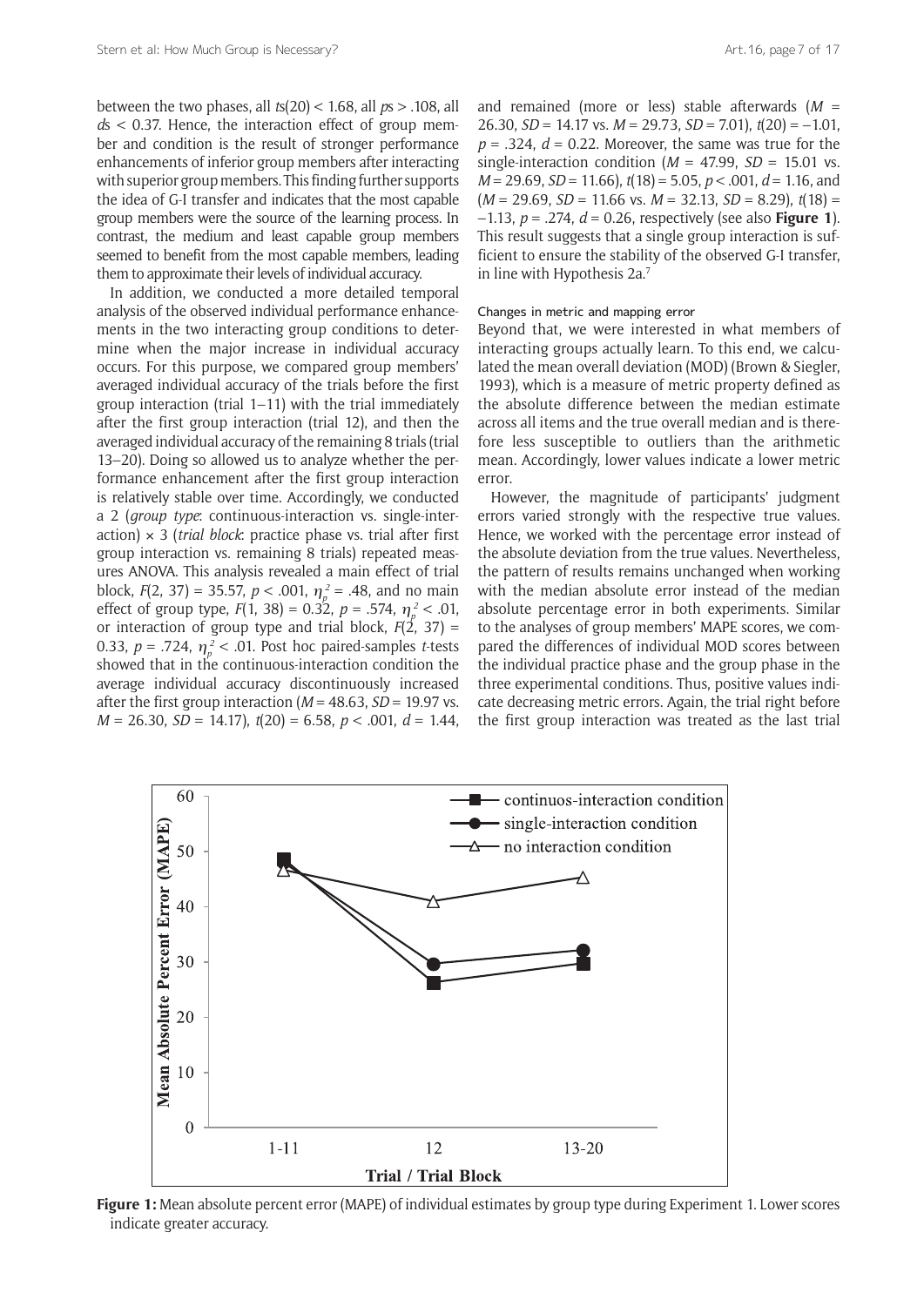between the two phases, all $ts(20) < 1.68$, all $ps > .108$, all $ds < 0.37$. Hence, the interaction effect of group member and condition is the result of stronger performance enhancements of inferior group members after interacting with superior group members. This finding further supports the idea of G-I transfer and indicates that the most capable group members were the source of the learning process. In contrast, the medium and least capable group members seemed to benefit from the most capable members, leading them to approximate their levels of individual accuracy.

In addition, we conducted a more detailed temporal analysis of the observed individual performance enhancements in the two interacting group conditions to determine when the major increase in individual accuracy occurs. For this purpose, we compared group members' averaged individual accuracy of the trials before the first group interaction (trial 1–11) with the trial immediately after the first group interaction (trial 12), and then the averaged individual accuracy of the remaining 8 trials (trial 13–20). Doing so allowed us to analyze whether the performance enhancement after the first group interaction is relatively stable over time. Accordingly, we conducted a 2 (*group type*: continuous-interaction vs. single-interaction) × 3 (*trial block*: practice phase vs. trial after first group interaction vs. remaining 8 trials) repeated measures ANOVA. This analysis revealed a main effect of trial block, $F(2, 37) = 35.57$, $p < .001$, $\eta_p^2 = .48$, and no main effect of group type, $F(1, 38) = 0.32$, $p = .574$, $\eta_p^2 < .01$, or interaction of group type and trial block, $F(2, 37) = 0.33$, $p = .724$, $\eta_p^2 < .01$. Post hoc paired-samples *t*-tests showed that in the continuous-interaction condition the average individual accuracy discontinuously increased after the first group interaction ($M = 48.63$, $SD = 19.97$ vs. $M = 26.30$, $SD = 14.17$), $t(20) = 6.58$, $p < .001$, $d = 1.44$, and remained (more or less) stable afterwards ($M = 26.30$, $SD = 14.17$ vs. $M = 29.73$, $SD = 7.01$), $t(20) = -1.01$, $p = .324$, $d = 0.22$. Moreover, the same was true for the single-interaction condition ($M = 47.99$, $SD = 15.01$ vs. $M = 29.69$, $SD = 11.66$), $t(18) = 5.05$, $p < .001$, $d = 1.16$, and ($M = 29.69$, $SD = 11.66$ vs. $M = 32.13$, $SD = 8.29$), $t(18) = -1.13$, $p = .274$, $d = 0.26$, respectively (see also **Figure 1**). This result suggests that a single group interaction is sufficient to ensure the stability of the observed G-I transfer, in line with Hypothesis 2a.[7]

#### Changes in metric and mapping error

Beyond that, we were interested in what members of interacting groups actually learn. To this end, we calculated the mean overall deviation (MOD) (Brown & Siegler, 1993), which is a measure of metric property defined as the absolute difference between the median estimate across all items and the true overall median and is therefore less susceptible to outliers than the arithmetic mean. Accordingly, lower values indicate a lower metric error.

However, the magnitude of participants' judgment errors varied strongly with the respective true values. Hence, we worked with the percentage error instead of the absolute deviation from the true values. Nevertheless, the pattern of results remains unchanged when working with the median absolute error instead of the median absolute percentage error in both experiments. Similar to the analyses of group members' MAPE scores, we compared the differences of individual MOD scores between the individual practice phase and the group phase in the three experimental conditions. Thus, positive values indicate decreasing metric errors. Again, the trial right before the first group interaction was treated as the last trial

**Figure 1:** Mean absolute percent error (MAPE) of individual estimates by group type during Experiment 1. Lower scores indicate greater accuracy.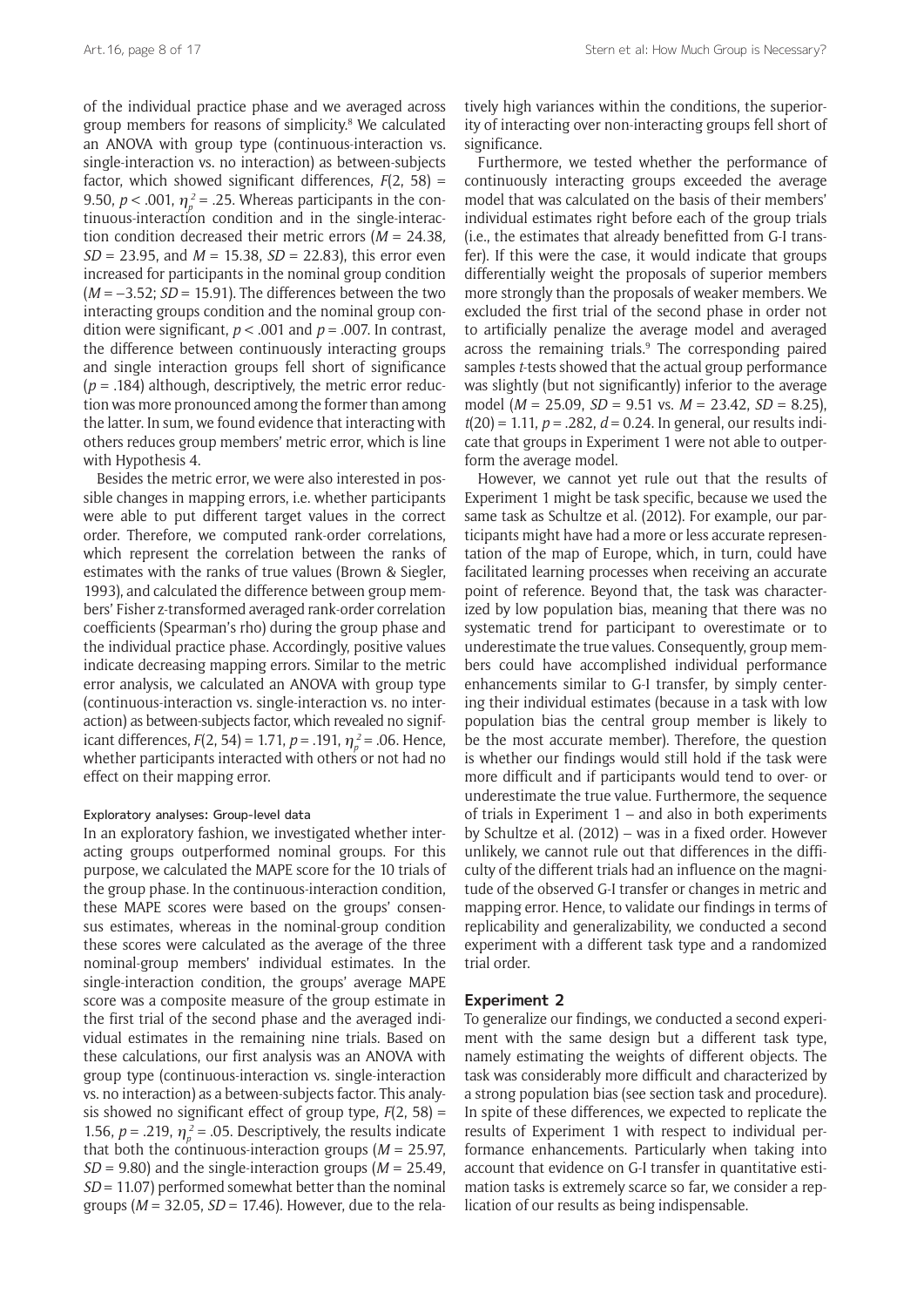of the individual practice phase and we averaged across group members for reasons of simplicity.[8] We calculated an ANOVA with group type (continuous-interaction vs. single-interaction vs. no interaction) as between-subjects factor, which showed significant differences, $F(2, 58) = 9.50$, $p < .001$, $\eta_p^2 = .25$. Whereas participants in the continuous-interaction condition and in the single-interaction condition decreased their metric errors ($M = 24.38$, $SD = 23.95$, and $M = 15.38$, $SD = 22.83$), this error even increased for participants in the nominal group condition ($M = -3.52$; $SD = 15.91$). The differences between the two interacting groups condition and the nominal group condition were significant, $p < .001$ and $p = .007$. In contrast, the difference between continuously interacting groups and single interaction groups fell short of significance ($p = .184$) although, descriptively, the metric error reduction was more pronounced among the former than among the latter. In sum, we found evidence that interacting with others reduces group members' metric error, which is line with Hypothesis 4.

Besides the metric error, we were also interested in possible changes in mapping errors, i.e. whether participants were able to put different target values in the correct order. Therefore, we computed rank-order correlations, which represent the correlation between the ranks of estimates with the ranks of true values (Brown & Siegler, 1993), and calculated the difference between group members' Fisher z-transformed averaged rank-order correlation coefficients (Spearman's rho) during the group phase and the individual practice phase. Accordingly, positive values indicate decreasing mapping errors. Similar to the metric error analysis, we calculated an ANOVA with group type (continuous-interaction vs. single-interaction vs. no interaction) as between-subjects factor, which revealed no significant differences, $F(2, 54) = 1.71$, $p = .191$, $\eta_p^2 = .06$. Hence, whether participants interacted with others or not had no effect on their mapping error.

#### Exploratory analyses: Group-level data

In an exploratory fashion, we investigated whether interacting groups outperformed nominal groups. For this purpose, we calculated the MAPE score for the 10 trials of the group phase. In the continuous-interaction condition, these MAPE scores were based on the groups' consensus estimates, whereas in the nominal-group condition these scores were calculated as the average of the three nominal-group members' individual estimates. In the single-interaction condition, the groups' average MAPE score was a composite measure of the group estimate in the first trial of the second phase and the averaged individual estimates in the remaining nine trials. Based on these calculations, our first analysis was an ANOVA with group type (continuous-interaction vs. single-interaction vs. no interaction) as a between-subjects factor. This analysis showed no significant effect of group type, $F(2, 58) = 1.56$, $p = .219$, $\eta_p^2 = .05$. Descriptively, the results indicate that both the continuous-interaction groups ($M = 25.97$, $SD = 9.80$) and the single-interaction groups ($M = 25.49$, $SD = 11.07$) performed somewhat better than the nominal groups ($M = 32.05$, $SD = 17.46$). However, due to the relatively high variances within the conditions, the superiority of interacting over non-interacting groups fell short of significance.

Furthermore, we tested whether the performance of continuously interacting groups exceeded the average model that was calculated on the basis of their members' individual estimates right before each of the group trials (i.e., the estimates that already benefitted from G-I transfer). If this were the case, it would indicate that groups differentially weight the proposals of superior members more strongly than the proposals of weaker members. We excluded the first trial of the second phase in order not to artificially penalize the average model and averaged across the remaining trials.[9] The corresponding paired samples *t*-tests showed that the actual group performance was slightly (but not significantly) inferior to the average model ($M = 25.09$, $SD = 9.51$ vs. $M = 23.42$, $SD = 8.25$), $t(20) = 1.11$, $p = .282$, $d = 0.24$. In general, our results indicate that groups in Experiment 1 were not able to outperform the average model.

However, we cannot yet rule out that the results of Experiment 1 might be task specific, because we used the same task as Schultze et al. (2012). For example, our participants might have had a more or less accurate representation of the map of Europe, which, in turn, could have facilitated learning processes when receiving an accurate point of reference. Beyond that, the task was characterized by low population bias, meaning that there was no systematic trend for participant to overestimate or to underestimate the true values. Consequently, group members could have accomplished individual performance enhancements similar to G-I transfer, by simply centering their individual estimates (because in a task with low population bias the central group member is likely to be the most accurate member). Therefore, the question is whether our findings would still hold if the task were more difficult and if participants would tend to over- or underestimate the true value. Furthermore, the sequence of trials in Experiment 1 – and also in both experiments by Schultze et al. (2012) – was in a fixed order. However unlikely, we cannot rule out that differences in the difficulty of the different trials had an influence on the magnitude of the observed G-I transfer or changes in metric and mapping error. Hence, to validate our findings in terms of replicability and generalizability, we conducted a second experiment with a different task type and a randomized trial order.

## Experiment 2

To generalize our findings, we conducted a second experiment with the same design but a different task type, namely estimating the weights of different objects. The task was considerably more difficult and characterized by a strong population bias (see section task and procedure). In spite of these differences, we expected to replicate the results of Experiment 1 with respect to individual performance enhancements. Particularly when taking into account that evidence on G-I transfer in quantitative estimation tasks is extremely scarce so far, we consider a replication of our results as being indispensable.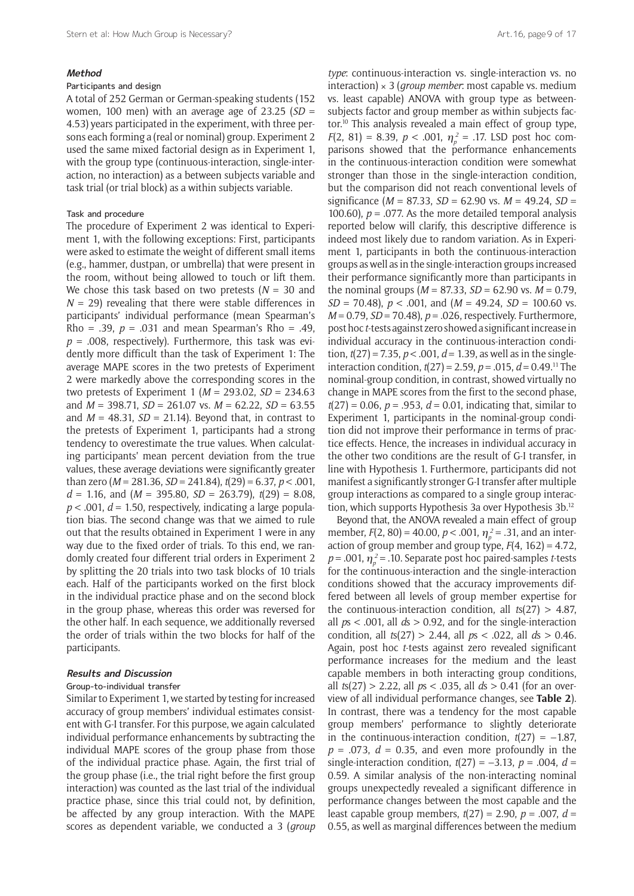### *Method*

#### Participants and design

A total of 252 German or German-speaking students (152 women, 100 men) with an average age of 23.25 (*SD* = 4.53) years participated in the experiment, with three persons each forming a (real or nominal) group. Experiment 2 used the same mixed factorial design as in Experiment 1, with the group type (continuous-interaction, single-interaction, no interaction) as a between subjects variable and task trial (or trial block) as a within subjects variable.

#### Task and procedure

The procedure of Experiment 2 was identical to Experiment 1, with the following exceptions: First, participants were asked to estimate the weight of different small items (e.g., hammer, dustpan, or umbrella) that were present in the room, without being allowed to touch or lift them. We chose this task based on two pretests ($N$ = 30 and $N$ = 29) revealing that there were stable differences in participants' individual performance (mean Spearman's Rho = .39, $p$ = .031 and mean Spearman's Rho = .49, $p$ = .008, respectively). Furthermore, this task was evidently more difficult than the task of Experiment 1: The average MAPE scores in the two pretests of Experiment 2 were markedly above the corresponding scores in the two pretests of Experiment 1 ($M$ = 293.02, $SD$ = 234.63 and $M$ = 398.71, $SD$ = 261.07 vs. $M$ = 62.22, $SD$ = 63.55 and $M$ = 48.31, $SD$ = 21.14). Beyond that, in contrast to the pretests of Experiment 1, participants had a strong tendency to overestimate the true values. When calculating participants' mean percent deviation from the true values, these average deviations were significantly greater than zero ($M$ = 281.36, $SD$ = 241.84), $t(29)$ = 6.37, $p$ < .001, $d$ = 1.16, and ($M$ = 395.80, $SD$ = 263.79), $t(29)$ = 8.08, $p$ < .001, $d$ = 1.50, respectively, indicating a large population bias. The second change was that we aimed to rule out that the results obtained in Experiment 1 were in any way due to the fixed order of trials. To this end, we randomly created four different trial orders in Experiment 2 by splitting the 20 trials into two task blocks of 10 trials each. Half of the participants worked on the first block in the individual practice phase and on the second block in the group phase, whereas this order was reversed for the other half. In each sequence, we additionally reversed the order of trials within the two blocks for half of the participants.

### *Results and Discussion*

#### Group-to-individual transfer

Similar to Experiment 1, we started by testing for increased accuracy of group members' individual estimates consistent with G-I transfer. For this purpose, we again calculated individual performance enhancements by subtracting the individual MAPE scores of the group phase from those of the individual practice phase. Again, the first trial of the group phase (i.e., the trial right before the first group interaction) was counted as the last trial of the individual practice phase, since this trial could not, by definition, be affected by any group interaction. With the MAPE scores as dependent variable, we conducted a 3 (*group type*: continuous-interaction vs. single-interaction vs. no interaction) × 3 (*group member*: most capable vs. medium vs. least capable) ANOVA with group type as between-subjects factor and group member as within subjects factor.[10] This analysis revealed a main effect of group type, $F(2, 81)$ = 8.39, $p$ < .001, $\eta_p^2$ = .17. LSD post hoc comparisons showed that the performance enhancements in the continuous-interaction condition were somewhat stronger than those in the single-interaction condition, but the comparison did not reach conventional levels of significance ($M$ = 87.33, $SD$ = 62.90 vs. $M$ = 49.24, $SD$ = 100.60), $p$ = .077. As the more detailed temporal analysis reported below will clarify, this descriptive difference is indeed most likely due to random variation. As in Experiment 1, participants in both the continuous-interaction groups as well as in the single-interaction groups increased their performance significantly more than participants in the nominal groups ($M$ = 87.33, $SD$ = 62.90 vs. $M$ = 0.79, $SD$ = 70.48), $p$ < .001, and ($M$ = 49.24, $SD$ = 100.60 vs. $M$ = 0.79, $SD$ = 70.48), $p$ = .026, respectively. Furthermore, post hoc *t*-tests against zero showed a significant increase in individual accuracy in the continuous-interaction condition, $t(27)$ = 7.35, $p$ < .001, $d$ = 1.39, as well as in the single-interaction condition, $t(27)$ = 2.59, $p$ = .015, $d$ = 0.49.[11] The nominal-group condition, in contrast, showed virtually no change in MAPE scores from the first to the second phase, $t(27)$ = 0.06, $p$ = .953, $d$ = 0.01, indicating that, similar to Experiment 1, participants in the nominal-group condition did not improve their performance in terms of practice effects. Hence, the increases in individual accuracy in the other two conditions are the result of G-I transfer, in line with Hypothesis 1. Furthermore, participants did not manifest a significantly stronger G-I transfer after multiple group interactions as compared to a single group interaction, which supports Hypothesis 3a over Hypothesis 3b.[12]

Beyond that, the ANOVA revealed a main effect of group member, $F(2, 80)$ = 40.00, $p$ < .001, $\eta_p^2$ = .31, and an interaction of group member and group type, $F(4, 162)$ = 4.72, $p$ = .001, $\eta_p^2$ = .10. Separate post hoc paired-samples *t*-tests for the continuous-interaction and the single-interaction conditions showed that the accuracy improvements differed between all levels of group member expertise for the continuous-interaction condition, all $ts(27)$ > 4.87, all $ps$ < .001, all $ds$ > 0.92, and for the single-interaction condition, all $ts(27)$ > 2.44, all $ps$ < .022, all $ds$ > 0.46. Again, post hoc *t*-tests against zero revealed significant performance increases for the medium and the least capable members in both interacting group conditions, all $ts(27)$ > 2.22, all $ps$ < .035, all $ds$ > 0.41 (for an overview of all individual performance changes, see **Table 2**). In contrast, there was a tendency for the most capable group members' performance to slightly deteriorate in the continuous-interaction condition, $t(27)$ = –1.87, $p$ = .073, $d$ = 0.35, and even more profoundly in the single-interaction condition, $t(27)$ = –3.13, $p$ = .004, $d$ = 0.59. A similar analysis of the non-interacting nominal groups unexpectedly revealed a significant difference in performance changes between the most capable and the least capable group members, $t(27)$ = 2.90, $p$ = .007, $d$ = 0.55, as well as marginal differences between the medium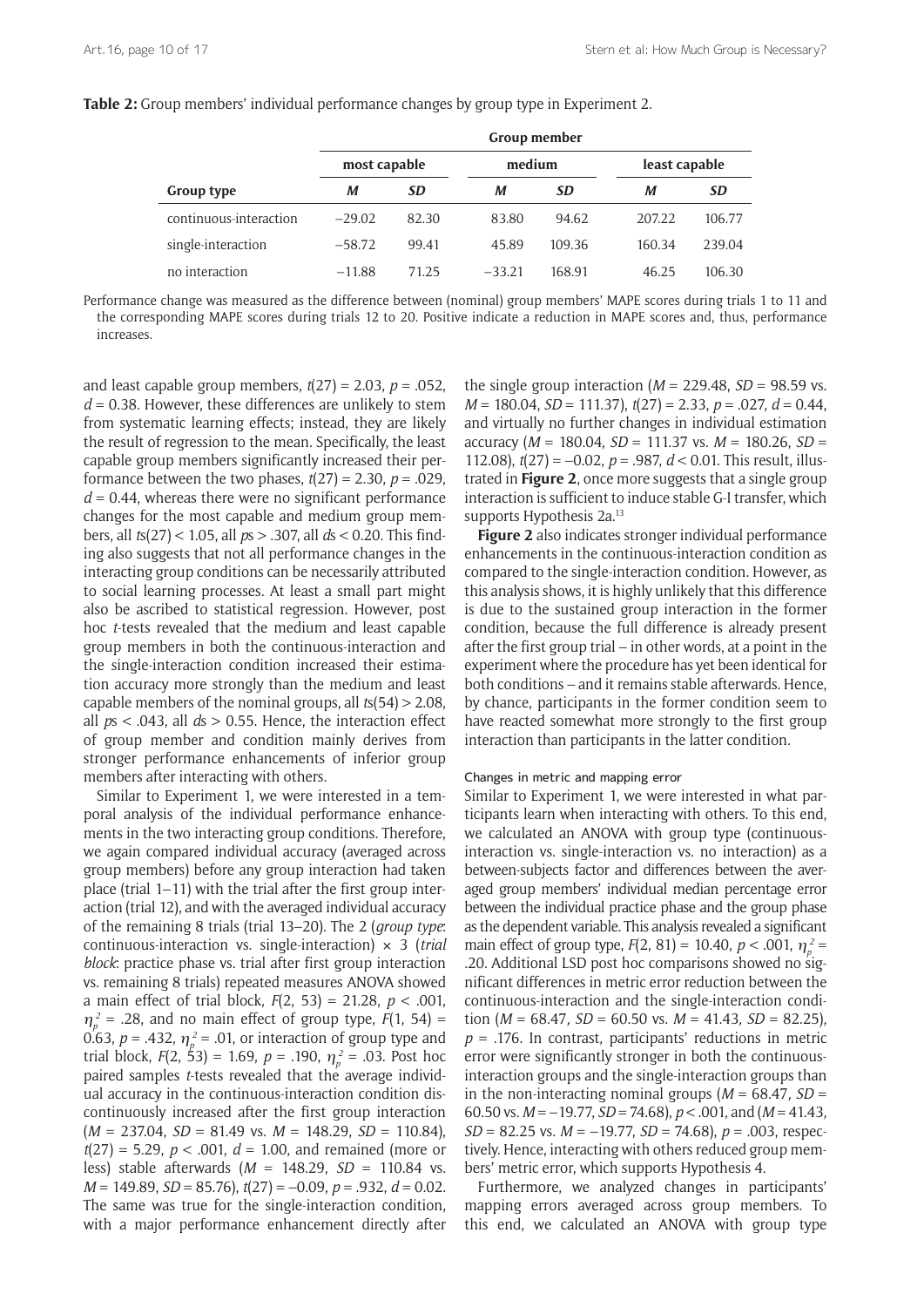**Table 2:** Group members' individual performance changes by group type in Experiment 2.

| | Group member | | | | | |
|---|---|---|---|---|---|---|
| | most capable | | medium | | least capable | |
| **Group type** | ***M*** | ***SD*** | ***M*** | ***SD*** | ***M*** | ***SD*** |
| continuous-interaction | −29.02 | 82.30 | 83.80 | 94.62 | 207.22 | 106.77 |
| single-interaction | −58.72 | 99.41 | 45.89 | 109.36 | 160.34 | 239.04 |
| no interaction | −11.88 | 71.25 | −33.21 | 168.91 | 46.25 | 106.30 |

Performance change was measured as the difference between (nominal) group members' MAPE scores during trials 1 to 11 and the corresponding MAPE scores during trials 12 to 20. Positive indicate a reduction in MAPE scores and, thus, performance increases.

and least capable group members, $t(27) = 2.03$, $p = .052$, $d = 0.38$. However, these differences are unlikely to stem from systematic learning effects; instead, they are likely the result of regression to the mean. Specifically, the least capable group members significantly increased their performance between the two phases, $t(27) = 2.30$, $p = .029$, $d = 0.44$, whereas there were no significant performance changes for the most capable and medium group members, all $ts(27) < 1.05$, all $ps > .307$, all $ds < 0.20$. This finding also suggests that not all performance changes in the interacting group conditions can be necessarily attributed to social learning processes. At least a small part might also be ascribed to statistical regression. However, post hoc *t*-tests revealed that the medium and least capable group members in both the continuous-interaction and the single-interaction condition increased their estimation accuracy more strongly than the medium and least capable members of the nominal groups, all $ts(54) > 2.08$, all $ps < .043$, all $ds > 0.55$. Hence, the interaction effect of group member and condition mainly derives from stronger performance enhancements of inferior group members after interacting with others.

Similar to Experiment 1, we were interested in a temporal analysis of the individual performance enhancements in the two interacting group conditions. Therefore, we again compared individual accuracy (averaged across group members) before any group interaction had taken place (trial 1–11) with the trial after the first group interaction (trial 12), and with the averaged individual accuracy of the remaining 8 trials (trial 13–20). The 2 (*group type*: continuous-interaction vs. single-interaction) × 3 (*trial block*: practice phase vs. trial after first group interaction vs. remaining 8 trials) repeated measures ANOVA showed a main effect of trial block, $F(2, 53) = 21.28$, $p < .001$, $\eta_p^2 = .28$, and no main effect of group type, $F(1, 54) = 0.63$, $p = .432$, $\eta_p^2 = .01$, or interaction of group type and trial block, $F(2, 53) = 1.69$, $p = .190$, $\eta_p^2 = .03$. Post hoc paired samples *t*-tests revealed that the average individual accuracy in the continuous-interaction condition discontinuously increased after the first group interaction ($M = 237.04$, $SD = 81.49$ vs. $M = 148.29$, $SD = 110.84$), $t(27) = 5.29$, $p < .001$, $d = 1.00$, and remained (more or less) stable afterwards ($M = 148.29$, $SD = 110.84$ vs. $M = 149.89$, $SD = 85.76$), $t(27) = -0.09$, $p = .932$, $d = 0.02$. The same was true for the single-interaction condition, with a major performance enhancement directly after the single group interaction ($M = 229.48$, $SD = 98.59$ vs. $M = 180.04$, $SD = 111.37$), $t(27) = 2.33$, $p = .027$, $d = 0.44$, and virtually no further changes in individual estimation accuracy ($M = 180.04$, $SD = 111.37$ vs. $M = 180.26$, $SD = 112.08$), $t(27) = -0.02$, $p = .987$, $d < 0.01$. This result, illustrated in **Figure 2**, once more suggests that a single group interaction is sufficient to induce stable G-I transfer, which supports Hypothesis 2a.[13]

**Figure 2** also indicates stronger individual performance enhancements in the continuous-interaction condition as compared to the single-interaction condition. However, as this analysis shows, it is highly unlikely that this difference is due to the sustained group interaction in the former condition, because the full difference is already present after the first group trial – in other words, at a point in the experiment where the procedure has yet been identical for both conditions – and it remains stable afterwards. Hence, by chance, participants in the former condition seem to have reacted somewhat more strongly to the first group interaction than participants in the latter condition.

#### Changes in metric and mapping error

Similar to Experiment 1, we were interested in what participants learn when interacting with others. To this end, we calculated an ANOVA with group type (continuous-interaction vs. single-interaction vs. no interaction) as a between-subjects factor and differences between the averaged group members' individual median percentage error between the individual practice phase and the group phase as the dependent variable. This analysis revealed a significant main effect of group type, $F(2, 81) = 10.40$, $p < .001$, $\eta_p^2 = .20$. Additional LSD post hoc comparisons showed no significant differences in metric error reduction between the continuous-interaction and the single-interaction condition ($M = 68.47$, $SD = 60.50$ vs. $M = 41.43$, $SD = 82.25$), $p = .176$. In contrast, participants' reductions in metric error were significantly stronger in both the continuous-interaction groups and the single-interaction groups than in the non-interacting nominal groups ($M = 68.47$, $SD = 60.50$ vs. $M = -19.77$, $SD = 74.68$), $p < .001$, and ($M = 41.43$, $SD = 82.25$ vs. $M = -19.77$, $SD = 74.68$), $p = .003$, respectively. Hence, interacting with others reduced group members' metric error, which supports Hypothesis 4.

Furthermore, we analyzed changes in participants' mapping errors averaged across group members. To this end, we calculated an ANOVA with group type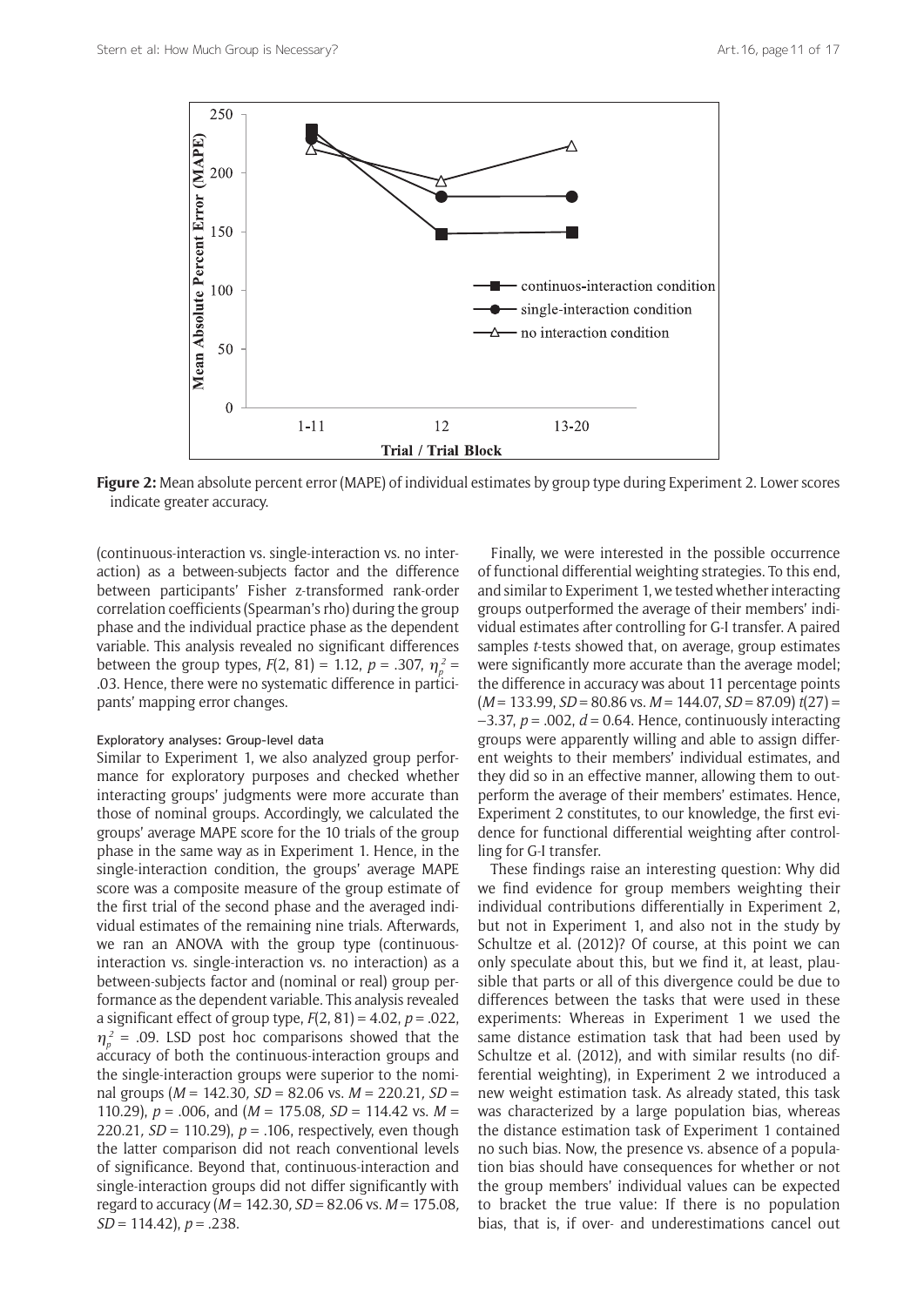**Figure 2:** Mean absolute percent error (MAPE) of individual estimates by group type during Experiment 2. Lower scores indicate greater accuracy.

(continuous-interaction vs. single-interaction vs. no interaction) as a between-subjects factor and the difference between participants' Fisher z-transformed rank-order correlation coefficients (Spearman's rho) during the group phase and the individual practice phase as the dependent variable. This analysis revealed no significant differences between the group types, $F(2, 81) = 1.12$, $p = .307$, $\eta_p^2 = .03$. Hence, there were no systematic difference in participants' mapping error changes.

#### Exploratory analyses: Group-level data

Similar to Experiment 1, we also analyzed group performance for exploratory purposes and checked whether interacting groups' judgments were more accurate than those of nominal groups. Accordingly, we calculated the groups' average MAPE score for the 10 trials of the group phase in the same way as in Experiment 1. Hence, in the single-interaction condition, the groups' average MAPE score was a composite measure of the group estimate of the first trial of the second phase and the averaged individual estimates of the remaining nine trials. Afterwards, we ran an ANOVA with the group type (continuous-interaction vs. single-interaction vs. no interaction) as a between-subjects factor and (nominal or real) group performance as the dependent variable. This analysis revealed a significant effect of group type, $F(2, 81) = 4.02$, $p = .022$, $\eta_p^2 = .09$. LSD post hoc comparisons showed that the accuracy of both the continuous-interaction groups and the single-interaction groups were superior to the nominal groups ($M = 142.30$, $SD = 82.06$ vs. $M = 220.21$, $SD = 110.29$), $p = .006$, and ($M = 175.08$, $SD = 114.42$ vs. $M = 220.21$, $SD = 110.29$), $p = .106$, respectively, even though the latter comparison did not reach conventional levels of significance. Beyond that, continuous-interaction and single-interaction groups did not differ significantly with regard to accuracy ($M = 142.30$, $SD = 82.06$ vs. $M = 175.08$, $SD = 114.42$), $p = .238$.

Finally, we were interested in the possible occurrence of functional differential weighting strategies. To this end, and similar to Experiment 1, we tested whether interacting groups outperformed the average of their members' individual estimates after controlling for G-I transfer. A paired samples *t*-tests showed that, on average, group estimates were significantly more accurate than the average model; the difference in accuracy was about 11 percentage points ($M = 133.99$, $SD = 80.86$ vs. $M = 144.07$, $SD = 87.09$) $t(27) = -3.37$, $p = .002$, $d = 0.64$. Hence, continuously interacting groups were apparently willing and able to assign different weights to their members' individual estimates, and they did so in an effective manner, allowing them to outperform the average of their members' estimates. Hence, Experiment 2 constitutes, to our knowledge, the first evidence for functional differential weighting after controlling for G-I transfer.

These findings raise an interesting question: Why did we find evidence for group members weighting their individual contributions differentially in Experiment 2, but not in Experiment 1, and also not in the study by Schultze et al. (2012)? Of course, at this point we can only speculate about this, but we find it, at least, plausible that parts or all of this divergence could be due to differences between the tasks that were used in these experiments: Whereas in Experiment 1 we used the same distance estimation task that had been used by Schultze et al. (2012), and with similar results (no differential weighting), in Experiment 2 we introduced a new weight estimation task. As already stated, this task was characterized by a large population bias, whereas the distance estimation task of Experiment 1 contained no such bias. Now, the presence vs. absence of a population bias should have consequences for whether or not the group members' individual values can be expected to bracket the true value: If there is no population bias, that is, if over- and underestimations cancel out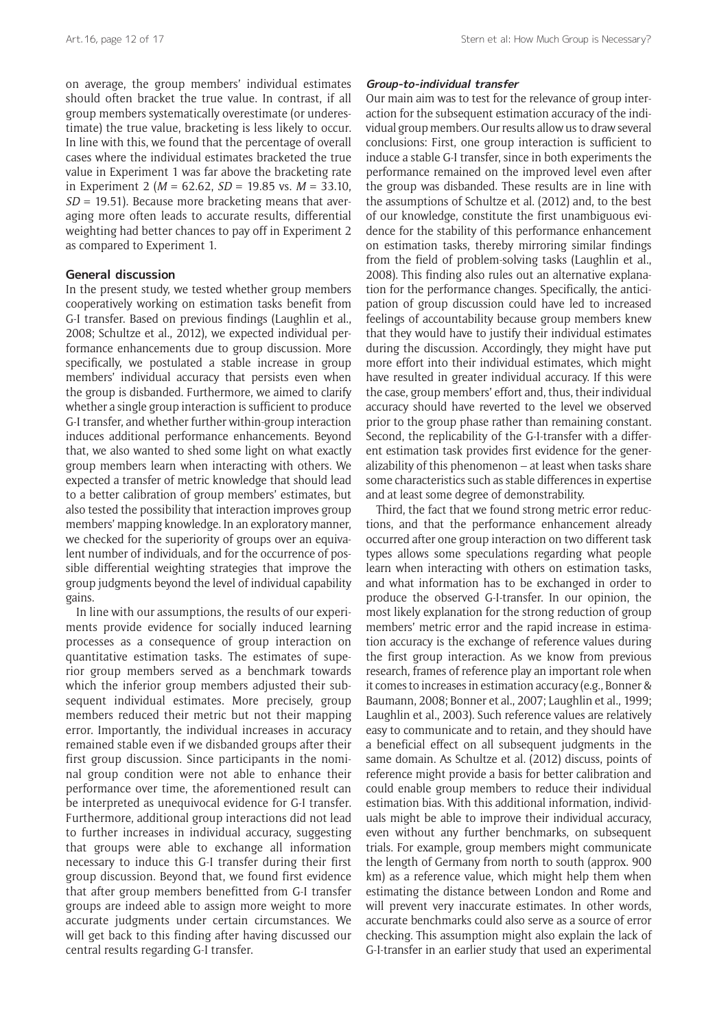on average, the group members' individual estimates should often bracket the true value. In contrast, if all group members systematically overestimate (or underestimate) the true value, bracketing is less likely to occur. In line with this, we found that the percentage of overall cases where the individual estimates bracketed the true value in Experiment 1 was far above the bracketing rate in Experiment 2 ($M$ = 62.62, $SD$ = 19.85 vs. $M$ = 33.10, $SD$ = 19.51). Because more bracketing means that averaging more often leads to accurate results, differential weighting had better chances to pay off in Experiment 2 as compared to Experiment 1.

## General discussion

In the present study, we tested whether group members cooperatively working on estimation tasks benefit from G-I transfer. Based on previous findings (Laughlin et al., 2008; Schultze et al., 2012), we expected individual performance enhancements due to group discussion. More specifically, we postulated a stable increase in group members' individual accuracy that persists even when the group is disbanded. Furthermore, we aimed to clarify whether a single group interaction is sufficient to produce G-I transfer, and whether further within-group interaction induces additional performance enhancements. Beyond that, we also wanted to shed some light on what exactly group members learn when interacting with others. We expected a transfer of metric knowledge that should lead to a better calibration of group members' estimates, but also tested the possibility that interaction improves group members' mapping knowledge. In an exploratory manner, we checked for the superiority of groups over an equivalent number of individuals, and for the occurrence of possible differential weighting strategies that improve the group judgments beyond the level of individual capability gains.

In line with our assumptions, the results of our experiments provide evidence for socially induced learning processes as a consequence of group interaction on quantitative estimation tasks. The estimates of superior group members served as a benchmark towards which the inferior group members adjusted their subsequent individual estimates. More precisely, group members reduced their metric but not their mapping error. Importantly, the individual increases in accuracy remained stable even if we disbanded groups after their first group discussion. Since participants in the nominal group condition were not able to enhance their performance over time, the aforementioned result can be interpreted as unequivocal evidence for G-I transfer. Furthermore, additional group interactions did not lead to further increases in individual accuracy, suggesting that groups were able to exchange all information necessary to induce this G-I transfer during their first group discussion. Beyond that, we found first evidence that after group members benefitted from G-I transfer groups are indeed able to assign more weight to more accurate judgments under certain circumstances. We will get back to this finding after having discussed our central results regarding G-I transfer.

### *Group-to-individual transfer*

Our main aim was to test for the relevance of group interaction for the subsequent estimation accuracy of the individual group members. Our results allow us to draw several conclusions: First, one group interaction is sufficient to induce a stable G-I transfer, since in both experiments the performance remained on the improved level even after the group was disbanded. These results are in line with the assumptions of Schultze et al. (2012) and, to the best of our knowledge, constitute the first unambiguous evidence for the stability of this performance enhancement on estimation tasks, thereby mirroring similar findings from the field of problem-solving tasks (Laughlin et al., 2008). This finding also rules out an alternative explanation for the performance changes. Specifically, the anticipation of group discussion could have led to increased feelings of accountability because group members knew that they would have to justify their individual estimates during the discussion. Accordingly, they might have put more effort into their individual estimates, which might have resulted in greater individual accuracy. If this were the case, group members' effort and, thus, their individual accuracy should have reverted to the level we observed prior to the group phase rather than remaining constant. Second, the replicability of the G-I-transfer with a different estimation task provides first evidence for the generalizability of this phenomenon – at least when tasks share some characteristics such as stable differences in expertise and at least some degree of demonstrability.

Third, the fact that we found strong metric error reductions, and that the performance enhancement already occurred after one group interaction on two different task types allows some speculations regarding what people learn when interacting with others on estimation tasks, and what information has to be exchanged in order to produce the observed G-I-transfer. In our opinion, the most likely explanation for the strong reduction of group members' metric error and the rapid increase in estimation accuracy is the exchange of reference values during the first group interaction. As we know from previous research, frames of reference play an important role when it comes to increases in estimation accuracy (e.g., Bonner & Baumann, 2008; Bonner et al., 2007; Laughlin et al., 1999; Laughlin et al., 2003). Such reference values are relatively easy to communicate and to retain, and they should have a beneficial effect on all subsequent judgments in the same domain. As Schultze et al. (2012) discuss, points of reference might provide a basis for better calibration and could enable group members to reduce their individual estimation bias. With this additional information, individuals might be able to improve their individual accuracy, even without any further benchmarks, on subsequent trials. For example, group members might communicate the length of Germany from north to south (approx. 900 km) as a reference value, which might help them when estimating the distance between London and Rome and will prevent very inaccurate estimates. In other words, accurate benchmarks could also serve as a source of error checking. This assumption might also explain the lack of G-I-transfer in an earlier study that used an experimental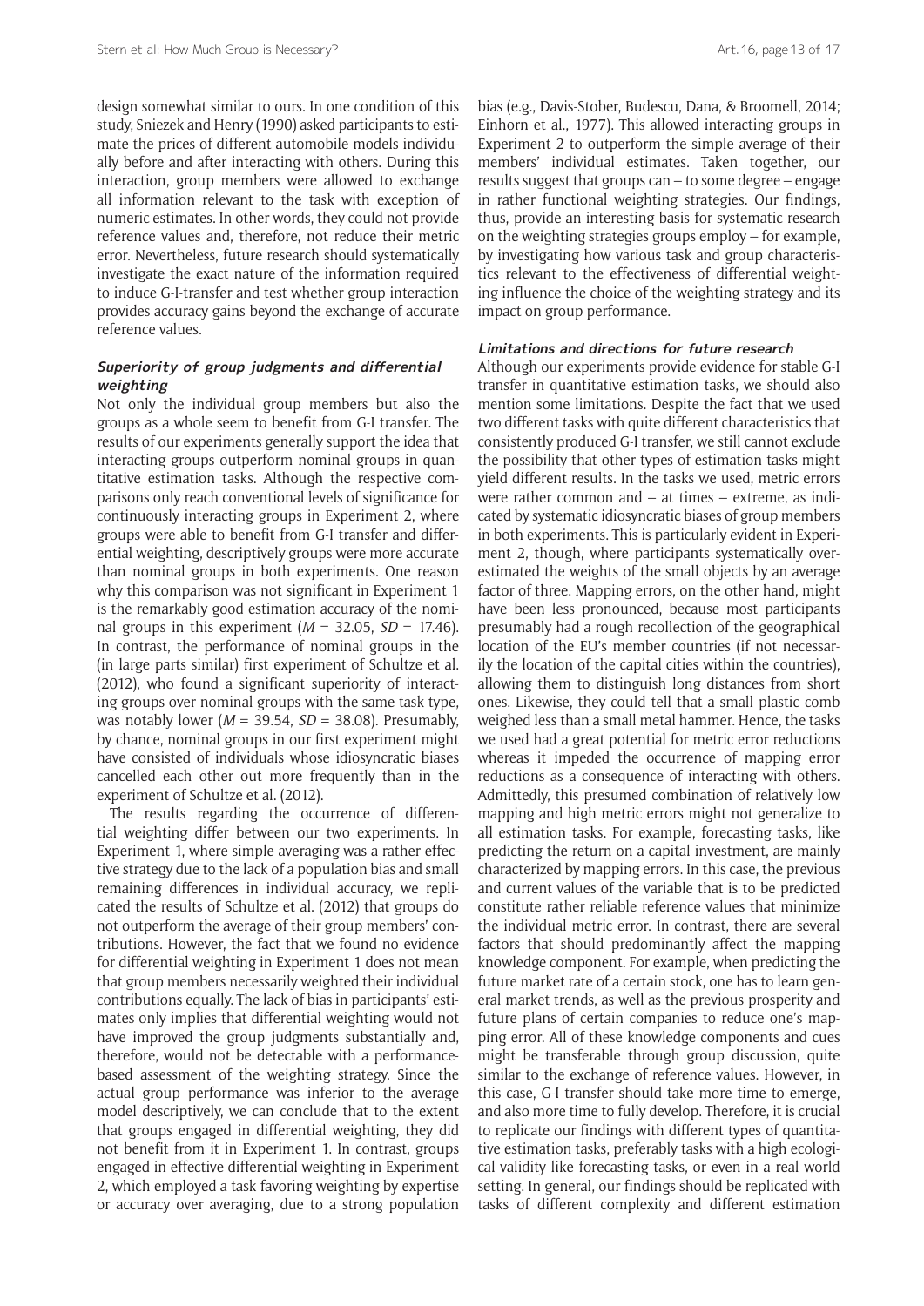design somewhat similar to ours. In one condition of this study, Sniezek and Henry (1990) asked participants to estimate the prices of different automobile models individually before and after interacting with others. During this interaction, group members were allowed to exchange all information relevant to the task with exception of numeric estimates. In other words, they could not provide reference values and, therefore, not reduce their metric error. Nevertheless, future research should systematically investigate the exact nature of the information required to induce G-I-transfer and test whether group interaction provides accuracy gains beyond the exchange of accurate reference values.

### Superiority of group judgments and differential weighting

Not only the individual group members but also the groups as a whole seem to benefit from G-I transfer. The results of our experiments generally support the idea that interacting groups outperform nominal groups in quantitative estimation tasks. Although the respective comparisons only reach conventional levels of significance for continuously interacting groups in Experiment 2, where groups were able to benefit from G-I transfer and differential weighting, descriptively groups were more accurate than nominal groups in both experiments. One reason why this comparison was not significant in Experiment 1 is the remarkably good estimation accuracy of the nominal groups in this experiment ($M$ = 32.05, $SD$ = 17.46). In contrast, the performance of nominal groups in the (in large parts similar) first experiment of Schultze et al. (2012), who found a significant superiority of interacting groups over nominal groups with the same task type, was notably lower ($M$ = 39.54, $SD$ = 38.08). Presumably, by chance, nominal groups in our first experiment might have consisted of individuals whose idiosyncratic biases cancelled each other out more frequently than in the experiment of Schultze et al. (2012).

The results regarding the occurrence of differential weighting differ between our two experiments. In Experiment 1, where simple averaging was a rather effective strategy due to the lack of a population bias and small remaining differences in individual accuracy, we replicated the results of Schultze et al. (2012) that groups do not outperform the average of their group members' contributions. However, the fact that we found no evidence for differential weighting in Experiment 1 does not mean that group members necessarily weighted their individual contributions equally. The lack of bias in participants' estimates only implies that differential weighting would not have improved the group judgments substantially and, therefore, would not be detectable with a performance-based assessment of the weighting strategy. Since the actual group performance was inferior to the average model descriptively, we can conclude that to the extent that groups engaged in differential weighting, they did not benefit from it in Experiment 1. In contrast, groups engaged in effective differential weighting in Experiment 2, which employed a task favoring weighting by expertise or accuracy over averaging, due to a strong population bias (e.g., Davis-Stober, Budescu, Dana, & Broomell, 2014; Einhorn et al., 1977). This allowed interacting groups in Experiment 2 to outperform the simple average of their members' individual estimates. Taken together, our results suggest that groups can – to some degree – engage in rather functional weighting strategies. Our findings, thus, provide an interesting basis for systematic research on the weighting strategies groups employ – for example, by investigating how various task and group characteristics relevant to the effectiveness of differential weighting influence the choice of the weighting strategy and its impact on group performance.

### Limitations and directions for future research

Although our experiments provide evidence for stable G-I transfer in quantitative estimation tasks, we should also mention some limitations. Despite the fact that we used two different tasks with quite different characteristics that consistently produced G-I transfer, we still cannot exclude the possibility that other types of estimation tasks might yield different results. In the tasks we used, metric errors were rather common and – at times – extreme, as indicated by systematic idiosyncratic biases of group members in both experiments. This is particularly evident in Experiment 2, though, where participants systematically overestimated the weights of the small objects by an average factor of three. Mapping errors, on the other hand, might have been less pronounced, because most participants presumably had a rough recollection of the geographical location of the EU's member countries (if not necessarily the location of the capital cities within the countries), allowing them to distinguish long distances from short ones. Likewise, they could tell that a small plastic comb weighed less than a small metal hammer. Hence, the tasks we used had a great potential for metric error reductions whereas it impeded the occurrence of mapping error reductions as a consequence of interacting with others. Admittedly, this presumed combination of relatively low mapping and high metric errors might not generalize to all estimation tasks. For example, forecasting tasks, like predicting the return on a capital investment, are mainly characterized by mapping errors. In this case, the previous and current values of the variable that is to be predicted constitute rather reliable reference values that minimize the individual metric error. In contrast, there are several factors that should predominantly affect the mapping knowledge component. For example, when predicting the future market rate of a certain stock, one has to learn general market trends, as well as the previous prosperity and future plans of certain companies to reduce one's mapping error. All of these knowledge components and cues might be transferable through group discussion, quite similar to the exchange of reference values. However, in this case, G-I transfer should take more time to emerge, and also more time to fully develop. Therefore, it is crucial to replicate our findings with different types of quantitative estimation tasks, preferably tasks with a high ecological validity like forecasting tasks, or even in a real world setting. In general, our findings should be replicated with tasks of different complexity and different estimation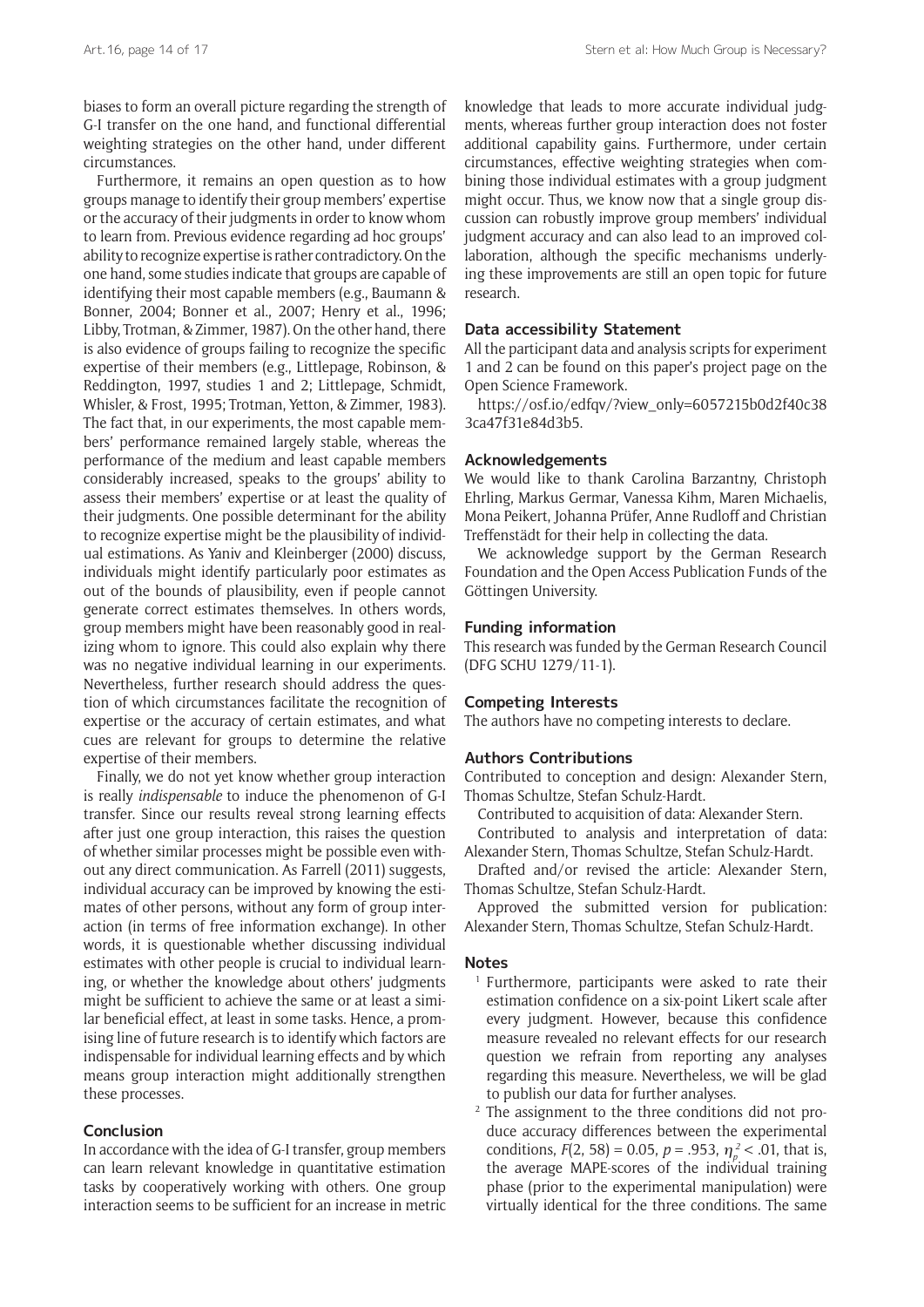biases to form an overall picture regarding the strength of G-I transfer on the one hand, and functional differential weighting strategies on the other hand, under different circumstances.

Furthermore, it remains an open question as to how groups manage to identify their group members' expertise or the accuracy of their judgments in order to know whom to learn from. Previous evidence regarding ad hoc groups' ability to recognize expertise is rather contradictory. On the one hand, some studies indicate that groups are capable of identifying their most capable members (e.g., Baumann & Bonner, 2004; Bonner et al., 2007; Henry et al., 1996; Libby, Trotman, & Zimmer, 1987). On the other hand, there is also evidence of groups failing to recognize the specific expertise of their members (e.g., Littlepage, Robinson, & Reddington, 1997, studies 1 and 2; Littlepage, Schmidt, Whisler, & Frost, 1995; Trotman, Yetton, & Zimmer, 1983). The fact that, in our experiments, the most capable members' performance remained largely stable, whereas the performance of the medium and least capable members considerably increased, speaks to the groups' ability to assess their members' expertise or at least the quality of their judgments. One possible determinant for the ability to recognize expertise might be the plausibility of individual estimations. As Yaniv and Kleinberger (2000) discuss, individuals might identify particularly poor estimates as out of the bounds of plausibility, even if people cannot generate correct estimates themselves. In others words, group members might have been reasonably good in realizing whom to ignore. This could also explain why there was no negative individual learning in our experiments. Nevertheless, further research should address the question of which circumstances facilitate the recognition of expertise or the accuracy of certain estimates, and what cues are relevant for groups to determine the relative expertise of their members.

Finally, we do not yet know whether group interaction is really *indispensable* to induce the phenomenon of G-I transfer. Since our results reveal strong learning effects after just one group interaction, this raises the question of whether similar processes might be possible even without any direct communication. As Farrell (2011) suggests, individual accuracy can be improved by knowing the estimates of other persons, without any form of group interaction (in terms of free information exchange). In other words, it is questionable whether discussing individual estimates with other people is crucial to individual learning, or whether the knowledge about others' judgments might be sufficient to achieve the same or at least a similar beneficial effect, at least in some tasks. Hence, a promising line of future research is to identify which factors are indispensable for individual learning effects and by which means group interaction might additionally strengthen these processes.

## Conclusion

In accordance with the idea of G-I transfer, group members can learn relevant knowledge in quantitative estimation tasks by cooperatively working with others. One group interaction seems to be sufficient for an increase in metric knowledge that leads to more accurate individual judgments, whereas further group interaction does not foster additional capability gains. Furthermore, under certain circumstances, effective weighting strategies when combining those individual estimates with a group judgment might occur. Thus, we know now that a single group discussion can robustly improve group members' individual judgment accuracy and can also lead to an improved collaboration, although the specific mechanisms underlying these improvements are still an open topic for future research.

## Data accessibility Statement

All the participant data and analysis scripts for experiment 1 and 2 can be found on this paper's project page on the Open Science Framework.

https://osf.io/edfqv/?view_only=6057215b0d2f40c383ca47f31e84d3b5.

## Acknowledgements

We would like to thank Carolina Barzantny, Christoph Ehrling, Markus Germar, Vanessa Kihm, Maren Michaelis, Mona Peikert, Johanna Prüfer, Anne Rudloff and Christian Treffenstädt for their help in collecting the data.

We acknowledge support by the German Research Foundation and the Open Access Publication Funds of the Göttingen University.

## Funding information

This research was funded by the German Research Council (DFG SCHU 1279/11-1).

## Competing Interests

The authors have no competing interests to declare.

## Authors Contributions

Contributed to conception and design: Alexander Stern, Thomas Schultze, Stefan Schulz-Hardt.

Contributed to acquisition of data: Alexander Stern.

Contributed to analysis and interpretation of data: Alexander Stern, Thomas Schultze, Stefan Schulz-Hardt.

Drafted and/or revised the article: Alexander Stern, Thomas Schultze, Stefan Schulz-Hardt.

Approved the submitted version for publication: Alexander Stern, Thomas Schultze, Stefan Schulz-Hardt.

## Notes

[1] Furthermore, participants were asked to rate their estimation confidence on a six-point Likert scale after every judgment. However, because this confidence measure revealed no relevant effects for our research question we refrain from reporting any analyses regarding this measure. Nevertheless, we will be glad to publish our data for further analyses.

[2] The assignment to the three conditions did not produce accuracy differences between the experimental conditions, $F(2, 58) = 0.05$, $p = .953$, $\eta_p^2 < .01$, that is, the average MAPE-scores of the individual training phase (prior to the experimental manipulation) were virtually identical for the three conditions. The same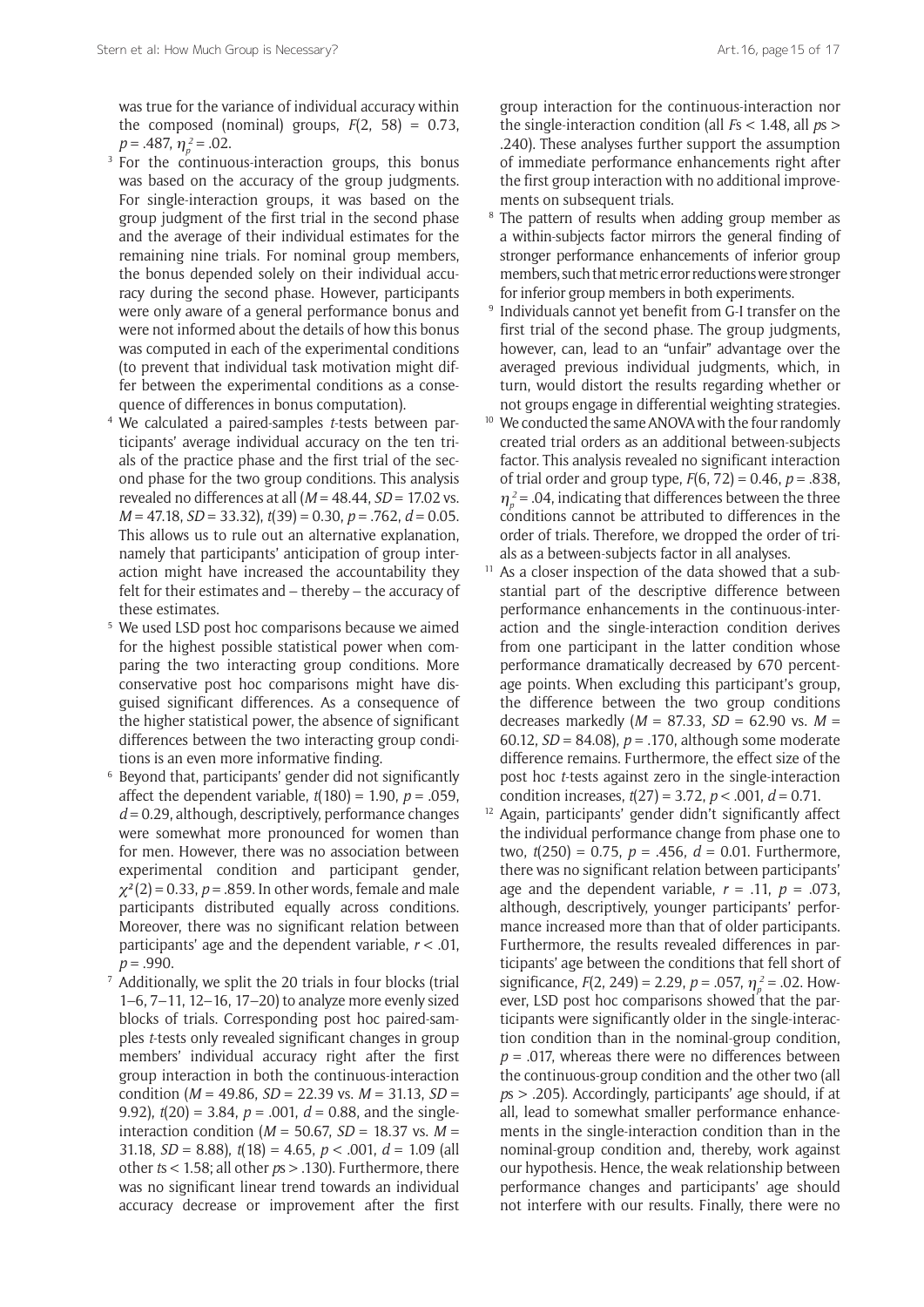was true for the variance of individual accuracy within the composed (nominal) groups, $F(2, 58) = 0.73$, $p = .487$, $\eta_p^2 = .02$.

[3] For the continuous-interaction groups, this bonus was based on the accuracy of the group judgments. For single-interaction groups, it was based on the group judgment of the first trial in the second phase and the average of their individual estimates for the remaining nine trials. For nominal group members, the bonus depended solely on their individual accuracy during the second phase. However, participants were only aware of a general performance bonus and were not informed about the details of how this bonus was computed in each of the experimental conditions (to prevent that individual task motivation might differ between the experimental conditions as a consequence of differences in bonus computation).

[4] We calculated a paired-samples *t*-tests between participants' average individual accuracy on the ten trials of the practice phase and the first trial of the second phase for the two group conditions. This analysis revealed no differences at all ($M = 48.44$, $SD = 17.02$ vs. $M = 47.18$, $SD = 33.32$), $t(39) = 0.30$, $p = .762$, $d = 0.05$. This allows us to rule out an alternative explanation, namely that participants' anticipation of group interaction might have increased the accountability they felt for their estimates and – thereby – the accuracy of these estimates.

[5] We used LSD post hoc comparisons because we aimed for the highest possible statistical power when comparing the two interacting group conditions. More conservative post hoc comparisons might have disguised significant differences. As a consequence of the higher statistical power, the absence of significant differences between the two interacting group conditions is an even more informative finding.

[6] Beyond that, participants' gender did not significantly affect the dependent variable, $t(180) = 1.90$, $p = .059$, $d = 0.29$, although, descriptively, performance changes were somewhat more pronounced for women than for men. However, there was no association between experimental condition and participant gender, $\chi^2(2) = 0.33$, $p = .859$. In other words, female and male participants distributed equally across conditions. Moreover, there was no significant relation between participants' age and the dependent variable, $r < .01$, $p = .990$.

[7] Additionally, we split the 20 trials in four blocks (trial 1–6, 7–11, 12–16, 17–20) to analyze more evenly sized blocks of trials. Corresponding post hoc paired-samples *t*-tests only revealed significant changes in group members' individual accuracy right after the first group interaction in both the continuous-interaction condition ($M = 49.86$, $SD = 22.39$ vs. $M = 31.13$, $SD = 9.92$), $t(20) = 3.84$, $p = .001$, $d = 0.88$, and the single-interaction condition ($M = 50.67$, $SD = 18.37$ vs. $M = 31.18$, $SD = 8.88$), $t(18) = 4.65$, $p < .001$, $d = 1.09$ (all other $t$s $< 1.58$; all other $p$s $> .130$). Furthermore, there was no significant linear trend towards an individual accuracy decrease or improvement after the first group interaction for the continuous-interaction nor the single-interaction condition (all $F$s $< 1.48$, all $p$s $> .240$). These analyses further support the assumption of immediate performance enhancements right after the first group interaction with no additional improvements on subsequent trials.

[8] The pattern of results when adding group member as a within-subjects factor mirrors the general finding of stronger performance enhancements of inferior group members, such that metric error reductions were stronger for inferior group members in both experiments.

[9] Individuals cannot yet benefit from G-I transfer on the first trial of the second phase. The group judgments, however, can, lead to an "unfair" advantage over the averaged previous individual judgments, which, in turn, would distort the results regarding whether or not groups engage in differential weighting strategies.

[10] We conducted the same ANOVA with the four randomly created trial orders as an additional between-subjects factor. This analysis revealed no significant interaction of trial order and group type, $F(6, 72) = 0.46$, $p = .838$, $\eta_p^2 = .04$, indicating that differences between the three conditions cannot be attributed to differences in the order of trials. Therefore, we dropped the order of trials as a between-subjects factor in all analyses.

[11] As a closer inspection of the data showed that a substantial part of the descriptive difference between performance enhancements in the continuous-interaction and the single-interaction condition derives from one participant in the latter condition whose performance dramatically decreased by 670 percentage points. When excluding this participant's group, the difference between the two group conditions decreases markedly ($M = 87.33$, $SD = 62.90$ vs. $M = 60.12$, $SD = 84.08$), $p = .170$, although some moderate difference remains. Furthermore, the effect size of the post hoc *t*-tests against zero in the single-interaction condition increases, $t(27) = 3.72$, $p < .001$, $d = 0.71$.

[12] Again, participants' gender didn't significantly affect the individual performance change from phase one to two, $t(250) = 0.75$, $p = .456$, $d = 0.01$. Furthermore, there was no significant relation between participants' age and the dependent variable, $r = .11$, $p = .073$, although, descriptively, younger participants' performance increased more than that of older participants. Furthermore, the results revealed differences in participants' age between the conditions that fell short of significance, $F(2, 249) = 2.29$, $p = .057$, $\eta_p^2 = .02$. However, LSD post hoc comparisons showed that the participants were significantly older in the single-interaction condition than in the nominal-group condition, $p = .017$, whereas there were no differences between the continuous-group condition and the other two (all $p$s $> .205$). Accordingly, participants' age should, if at all, lead to somewhat smaller performance enhancements in the single-interaction condition than in the nominal-group condition and, thereby, work against our hypothesis. Hence, the weak relationship between performance changes and participants' age should not interfere with our results. Finally, there were no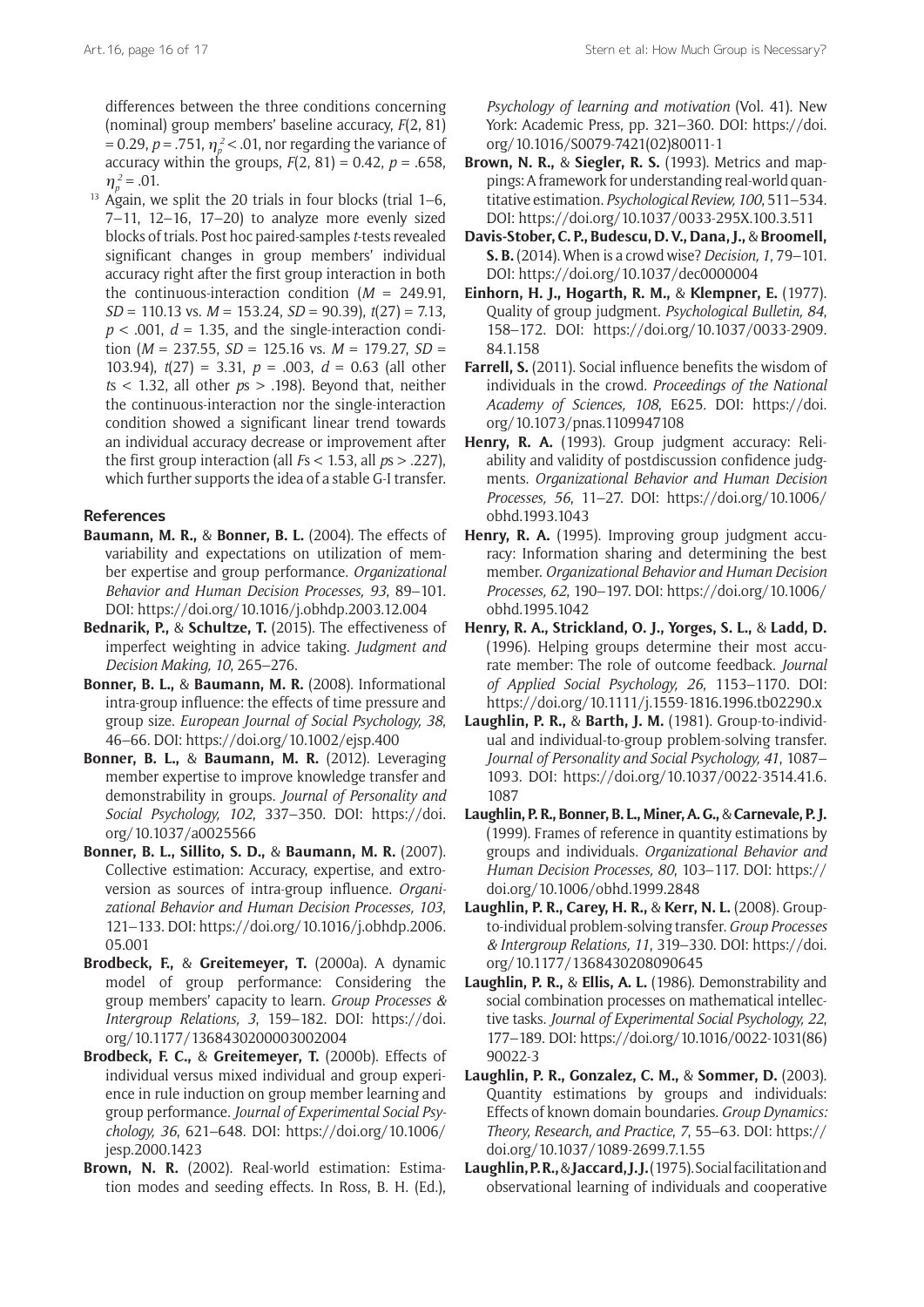differences between the three conditions concerning (nominal) group members' baseline accuracy, $F(2, 81) = 0.29$, $p = .751$, $\eta_p^2 < .01$, nor regarding the variance of accuracy within the groups, $F(2, 81) = 0.42$, $p = .658$, $\eta_p^2 = .01$.

[13] Again, we split the 20 trials in four blocks (trial 1–6, 7–11, 12–16, 17–20) to analyze more evenly sized blocks of trials. Post hoc paired-samples *t*-tests revealed significant changes in group members' individual accuracy right after the first group interaction in both the continuous-interaction condition ($M$ = 249.91, $SD$ = 110.13 vs. $M$ = 153.24, $SD$ = 90.39), $t(27) = 7.13$, $p < .001$, $d = 1.35$, and the single-interaction condition ($M$ = 237.55, $SD$ = 125.16 vs. $M$ = 179.27, $SD$ = 103.94), $t(27) = 3.31$, $p = .003$, $d = 0.63$ (all other $t$s < 1.32, all other $p$s > .198). Beyond that, neither the continuous-interaction nor the single-interaction condition showed a significant linear trend towards an individual accuracy decrease or improvement after the first group interaction (all $F$s < 1.53, all $p$s > .227), which further supports the idea of a stable G-I transfer.

## References

**Baumann, M. R.,** & **Bonner, B. L.** (2004). The effects of variability and expectations on utilization of member expertise and group performance. *Organizational Behavior and Human Decision Processes, 93*, 89–101. DOI: https://doi.org/10.1016/j.obhdp.2003.12.004

**Bednarik, P.,** & **Schultze, T.** (2015). The effectiveness of imperfect weighting in advice taking. *Judgment and Decision Making, 10*, 265–276.

**Bonner, B. L.,** & **Baumann, M. R.** (2008). Informational intra-group influence: the effects of time pressure and group size. *European Journal of Social Psychology, 38*, 46–66. DOI: https://doi.org/10.1002/ejsp.400

**Bonner, B. L.,** & **Baumann, M. R.** (2012). Leveraging member expertise to improve knowledge transfer and demonstrability in groups. *Journal of Personality and Social Psychology, 102*, 337–350. DOI: https://doi.org/10.1037/a0025566

**Bonner, B. L., Sillito, S. D.,** & **Baumann, M. R.** (2007). Collective estimation: Accuracy, expertise, and extroversion as sources of intra-group influence. *Organizational Behavior and Human Decision Processes, 103*, 121–133. DOI: https://doi.org/10.1016/j.obhdp.2006.05.001

**Brodbeck, F.,** & **Greitemeyer, T.** (2000a). A dynamic model of group performance: Considering the group members' capacity to learn. *Group Processes & Intergroup Relations, 3*, 159–182. DOI: https://doi.org/10.1177/1368430200003002004

**Brodbeck, F. C.,** & **Greitemeyer, T.** (2000b). Effects of individual versus mixed individual and group experience in rule induction on group member learning and group performance. *Journal of Experimental Social Psychology, 36*, 621–648. DOI: https://doi.org/10.1006/jesp.2000.1423

**Brown, N. R.** (2002). Real-world estimation: Estimation modes and seeding effects. In Ross, B. H. (Ed.), *Psychology of learning and motivation* (Vol. 41). New York: Academic Press, pp. 321–360. DOI: https://doi.org/10.1016/S0079-7421(02)80011-1

**Brown, N. R.,** & **Siegler, R. S.** (1993). Metrics and mappings: A framework for understanding real-world quantitative estimation. *Psychological Review, 100*, 511–534. DOI: https://doi.org/10.1037/0033-295X.100.3.511

**Davis-Stober, C. P., Budescu, D. V., Dana, J.,** & **Broomell, S. B.** (2014). When is a crowd wise? *Decision, 1*, 79–101. DOI: https://doi.org/10.1037/dec0000004

**Einhorn, H. J., Hogarth, R. M.,** & **Klempner, E.** (1977). Quality of group judgment. *Psychological Bulletin, 84*, 158–172. DOI: https://doi.org/10.1037/0033-2909.84.1.158

**Farrell, S.** (2011). Social influence benefits the wisdom of individuals in the crowd. *Proceedings of the National Academy of Sciences, 108*, E625. DOI: https://doi.org/10.1073/pnas.1109947108

**Henry, R. A.** (1993). Group judgment accuracy: Reliability and validity of postdiscussion confidence judgments. *Organizational Behavior and Human Decision Processes, 56*, 11–27. DOI: https://doi.org/10.1006/obhd.1993.1043

**Henry, R. A.** (1995). Improving group judgment accuracy: Information sharing and determining the best member. *Organizational Behavior and Human Decision Processes, 62*, 190–197. DOI: https://doi.org/10.1006/obhd.1995.1042

**Henry, R. A., Strickland, O. J., Yorges, S. L.,** & **Ladd, D.** (1996). Helping groups determine their most accurate member: The role of outcome feedback. *Journal of Applied Social Psychology, 26*, 1153–1170. DOI: https://doi.org/10.1111/j.1559-1816.1996.tb02290.x

**Laughlin, P. R.,** & **Barth, J. M.** (1981). Group-to-individual and individual-to-group problem-solving transfer. *Journal of Personality and Social Psychology, 41*, 1087–1093. DOI: https://doi.org/10.1037/0022-3514.41.6.1087

**Laughlin, P. R., Bonner, B. L., Miner, A. G.,** & **Carnevale, P. J.** (1999). Frames of reference in quantity estimations by groups and individuals. *Organizational Behavior and Human Decision Processes, 80*, 103–117. DOI: https://doi.org/10.1006/obhd.1999.2848

**Laughlin, P. R., Carey, H. R.,** & **Kerr, N. L.** (2008). Group-to-individual problem-solving transfer. *Group Processes & Intergroup Relations, 11*, 319–330. DOI: https://doi.org/10.1177/1368430208090645

**Laughlin, P. R.,** & **Ellis, A. L.** (1986). Demonstrability and social combination processes on mathematical intellective tasks. *Journal of Experimental Social Psychology, 22*, 177–189. DOI: https://doi.org/10.1016/0022-1031(86)90022-3

**Laughlin, P. R., Gonzalez, C. M.,** & **Sommer, D.** (2003). Quantity estimations by groups and individuals: Effects of known domain boundaries. *Group Dynamics: Theory, Research, and Practice, 7*, 55–63. DOI: https://doi.org/10.1037/1089-2699.7.1.55

**Laughlin, P. R.,** & **Jaccard, J. J.** (1975). Social facilitation and observational learning of individuals and cooperative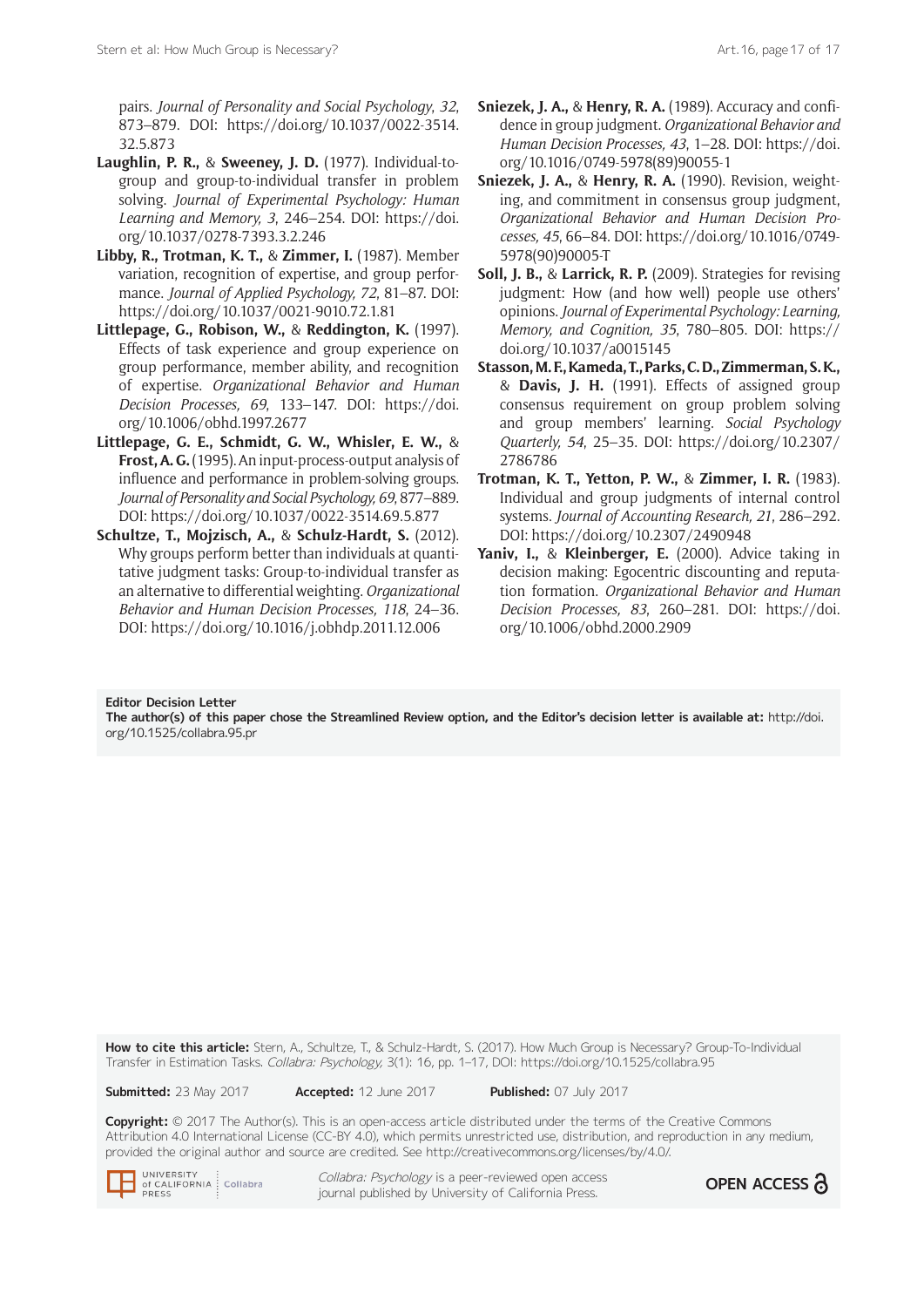pairs. *Journal of Personality and Social Psychology, 32*, 873–879. DOI: https://doi.org/10.1037/0022-3514.32.5.873

**Laughlin, P. R.,** & **Sweeney, J. D.** (1977). Individual-to-group and group-to-individual transfer in problem solving. *Journal of Experimental Psychology: Human Learning and Memory, 3*, 246–254. DOI: https://doi.org/10.1037/0278-7393.3.2.246

**Libby, R., Trotman, K. T.,** & **Zimmer, I.** (1987). Member variation, recognition of expertise, and group performance. *Journal of Applied Psychology, 72*, 81–87. DOI: https://doi.org/10.1037/0021-9010.72.1.81

**Littlepage, G., Robison, W.,** & **Reddington, K.** (1997). Effects of task experience and group experience on group performance, member ability, and recognition of expertise. *Organizational Behavior and Human Decision Processes, 69*, 133–147. DOI: https://doi.org/10.1006/obhd.1997.2677

**Littlepage, G. E., Schmidt, G. W., Whisler, E. W.,** & **Frost, A. G.** (1995). An input-process-output analysis of influence and performance in problem-solving groups. *Journal of Personality and Social Psychology, 69*, 877–889. DOI: https://doi.org/10.1037/0022-3514.69.5.877

**Schultze, T., Mojzisch, A.,** & **Schulz-Hardt, S.** (2012). Why groups perform better than individuals at quantitative judgment tasks: Group-to-individual transfer as an alternative to differential weighting. *Organizational Behavior and Human Decision Processes, 118*, 24–36. DOI: https://doi.org/10.1016/j.obhdp.2011.12.006

**Sniezek, J. A.,** & **Henry, R. A.** (1989). Accuracy and confidence in group judgment. *Organizational Behavior and Human Decision Processes, 43*, 1–28. DOI: https://doi.org/10.1016/0749-5978(89)90055-1

**Sniezek, J. A.,** & **Henry, R. A.** (1990). Revision, weighting, and commitment in consensus group judgment, *Organizational Behavior and Human Decision Processes, 45*, 66–84. DOI: https://doi.org/10.1016/0749-5978(90)90005-T

**Soll, J. B.,** & **Larrick, R. P.** (2009). Strategies for revising judgment: How (and how well) people use others' opinions. *Journal of Experimental Psychology: Learning, Memory, and Cognition, 35*, 780–805. DOI: https://doi.org/10.1037/a0015145

**Stasson, M. F., Kameda, T., Parks, C. D., Zimmerman, S. K.,** & **Davis, J. H.** (1991). Effects of assigned group consensus requirement on group problem solving and group members' learning. *Social Psychology Quarterly, 54*, 25–35. DOI: https://doi.org/10.2307/2786786

**Trotman, K. T., Yetton, P. W.,** & **Zimmer, I. R.** (1983). Individual and group judgments of internal control systems. *Journal of Accounting Research, 21*, 286–292. DOI: https://doi.org/10.2307/2490948

**Yaniv, I.,** & **Kleinberger, E.** (2000). Advice taking in decision making: Egocentric discounting and reputation formation. *Organizational Behavior and Human Decision Processes, 83*, 260–281. DOI: https://doi.org/10.1006/obhd.2000.2909

**Editor Decision Letter**
**The author(s) of this paper chose the Streamlined Review option, and the Editor's decision letter is available at:** http://doi.org/10.1525/collabra.95.pr

**How to cite this article:** Stern, A., Schultze, T., & Schulz-Hardt, S. (2017). How Much Group is Necessary? Group-To-Individual Transfer in Estimation Tasks. *Collabra: Psychology,* 3(1): 16, pp. 1–17, DOI: https://doi.org/10.1525/collabra.95

**Submitted:** 23 May 2017 **Accepted:** 12 June 2017 **Published:** 07 July 2017

**Copyright:** © 2017 The Author(s). This is an open-access article distributed under the terms of the Creative Commons Attribution 4.0 International License (CC-BY 4.0), which permits unrestricted use, distribution, and reproduction in any medium, provided the original author and source are credited. See http://creativecommons.org/licenses/by/4.0/.

*Collabra: Psychology* is a peer-reviewed open access journal published by University of California Press.

OPEN ACCESS